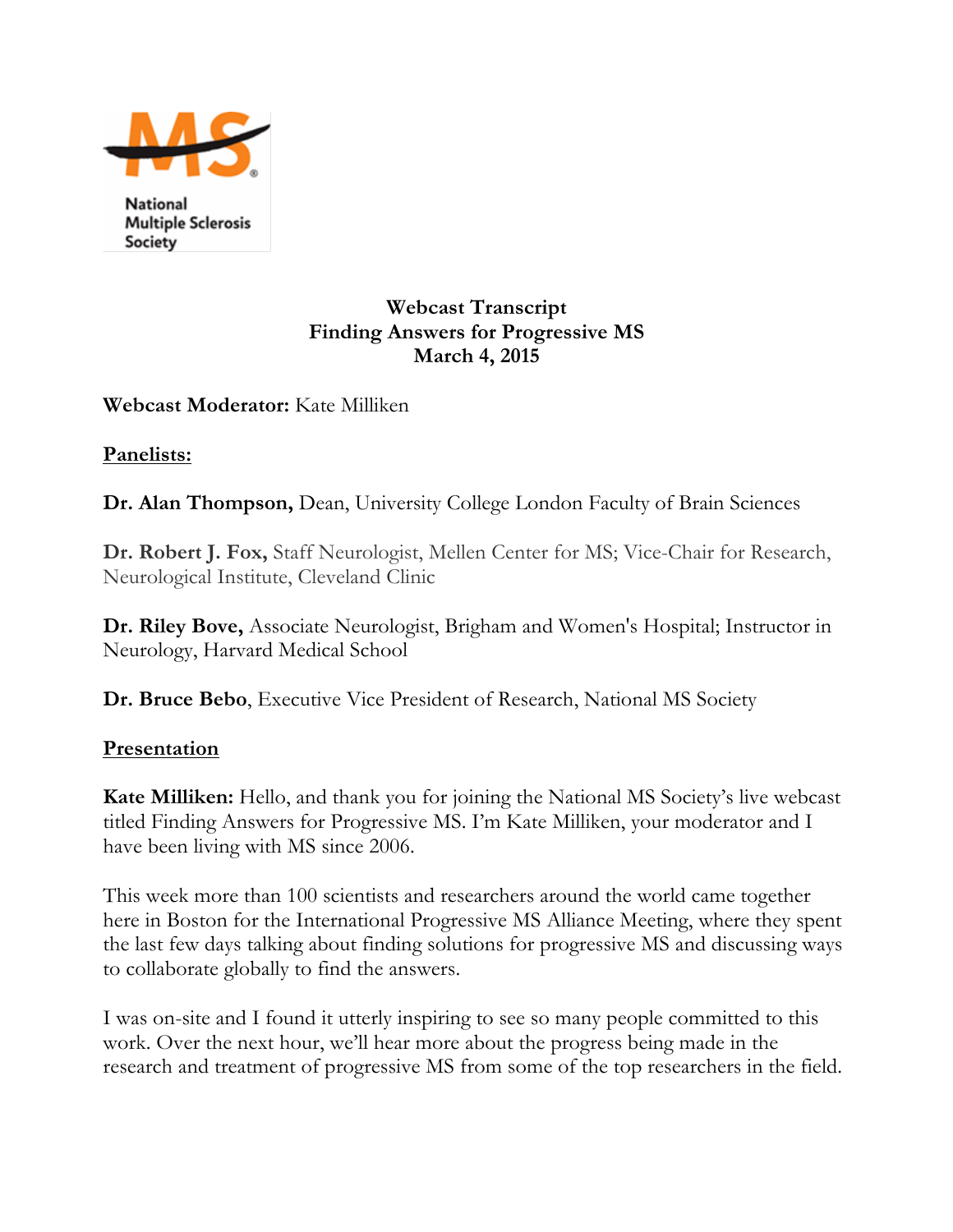National Multiple Sclerosis Society

**Webcast Transcript**
**Finding Answers for Progressive MS**
**March 4, 2015**

**Webcast Moderator:** Kate Milliken

## Panelists:

**Dr. Alan Thompson,** Dean, University College London Faculty of Brain Sciences

**Dr. Robert J. Fox,** Staff Neurologist, Mellen Center for MS; Vice-Chair for Research, Neurological Institute, Cleveland Clinic

**Dr. Riley Bove,** Associate Neurologist, Brigham and Women's Hospital; Instructor in Neurology, Harvard Medical School

**Dr. Bruce Bebo**, Executive Vice President of Research, National MS Society

## Presentation

**Kate Milliken:** Hello, and thank you for joining the National MS Society's live webcast titled Finding Answers for Progressive MS. I'm Kate Milliken, your moderator and I have been living with MS since 2006.

This week more than 100 scientists and researchers around the world came together here in Boston for the International Progressive MS Alliance Meeting, where they spent the last few days talking about finding solutions for progressive MS and discussing ways to collaborate globally to find the answers.

I was on-site and I found it utterly inspiring to see so many people committed to this work. Over the next hour, we'll hear more about the progress being made in the research and treatment of progressive MS from some of the top researchers in the field.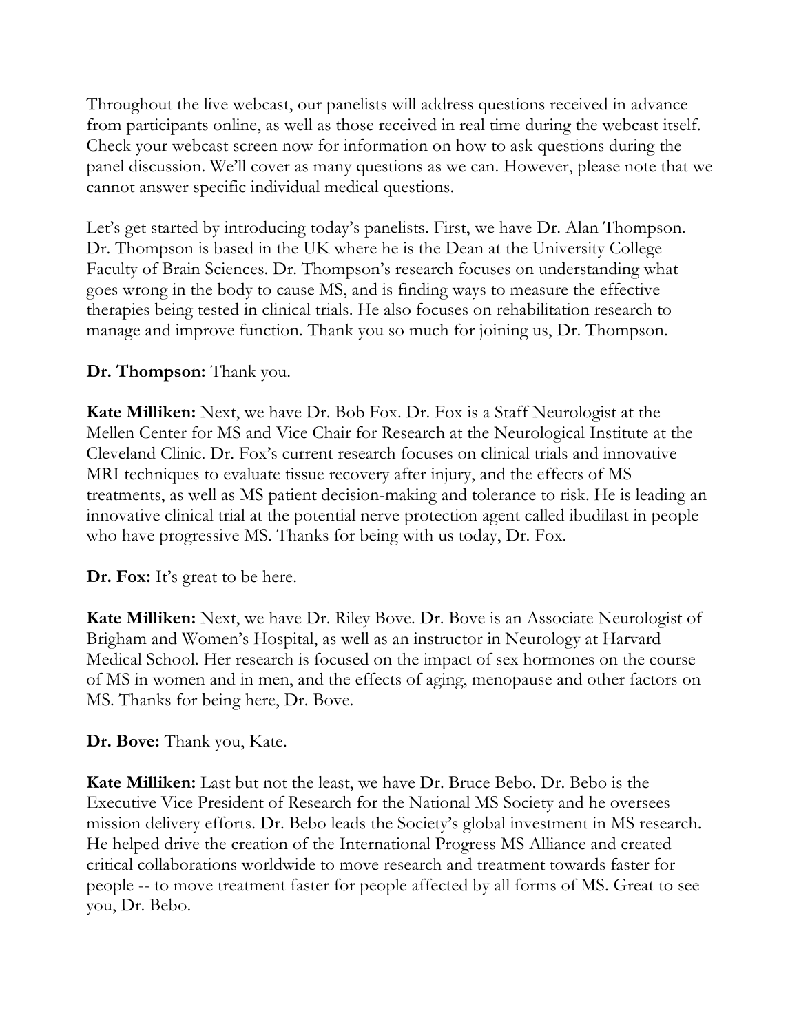Throughout the live webcast, our panelists will address questions received in advance from participants online, as well as those received in real time during the webcast itself. Check your webcast screen now for information on how to ask questions during the panel discussion. We'll cover as many questions as we can. However, please note that we cannot answer specific individual medical questions.

Let's get started by introducing today's panelists. First, we have Dr. Alan Thompson. Dr. Thompson is based in the UK where he is the Dean at the University College Faculty of Brain Sciences. Dr. Thompson's research focuses on understanding what goes wrong in the body to cause MS, and is finding ways to measure the effective therapies being tested in clinical trials. He also focuses on rehabilitation research to manage and improve function. Thank you so much for joining us, Dr. Thompson.

**Dr. Thompson:** Thank you.

**Kate Milliken:** Next, we have Dr. Bob Fox. Dr. Fox is a Staff Neurologist at the Mellen Center for MS and Vice Chair for Research at the Neurological Institute at the Cleveland Clinic. Dr. Fox's current research focuses on clinical trials and innovative MRI techniques to evaluate tissue recovery after injury, and the effects of MS treatments, as well as MS patient decision-making and tolerance to risk. He is leading an innovative clinical trial at the potential nerve protection agent called ibudilast in people who have progressive MS. Thanks for being with us today, Dr. Fox.

**Dr. Fox:** It's great to be here.

**Kate Milliken:** Next, we have Dr. Riley Bove. Dr. Bove is an Associate Neurologist of Brigham and Women's Hospital, as well as an instructor in Neurology at Harvard Medical School. Her research is focused on the impact of sex hormones on the course of MS in women and in men, and the effects of aging, menopause and other factors on MS. Thanks for being here, Dr. Bove.

**Dr. Bove:** Thank you, Kate.

**Kate Milliken:** Last but not the least, we have Dr. Bruce Bebo. Dr. Bebo is the Executive Vice President of Research for the National MS Society and he oversees mission delivery efforts. Dr. Bebo leads the Society's global investment in MS research. He helped drive the creation of the International Progress MS Alliance and created critical collaborations worldwide to move research and treatment towards faster for people -- to move treatment faster for people affected by all forms of MS. Great to see you, Dr. Bebo.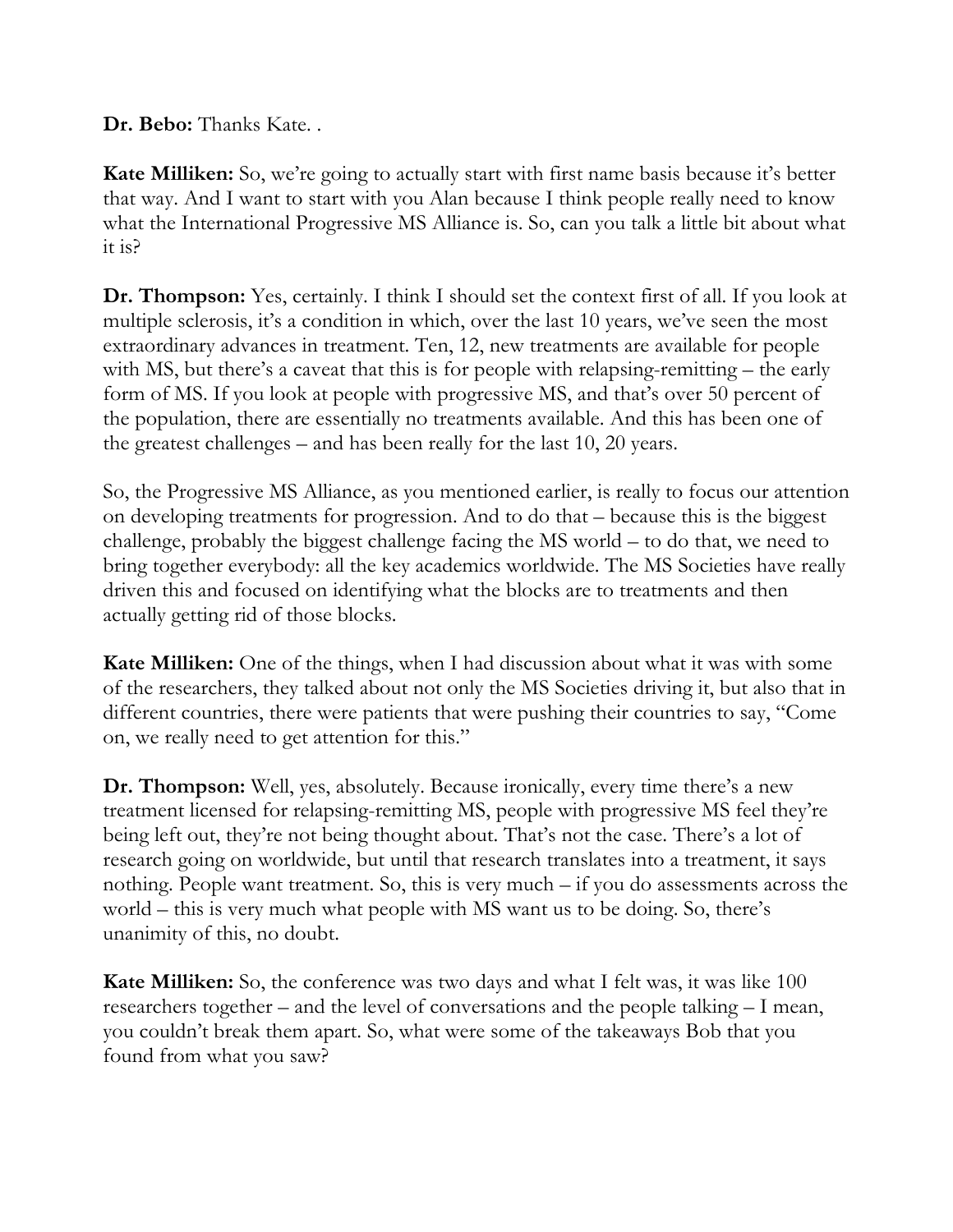**Dr. Bebo:** Thanks Kate. .

**Kate Milliken:** So, we're going to actually start with first name basis because it's better that way. And I want to start with you Alan because I think people really need to know what the International Progressive MS Alliance is. So, can you talk a little bit about what it is?

**Dr. Thompson:** Yes, certainly. I think I should set the context first of all. If you look at multiple sclerosis, it's a condition in which, over the last 10 years, we've seen the most extraordinary advances in treatment. Ten, 12, new treatments are available for people with MS, but there's a caveat that this is for people with relapsing-remitting – the early form of MS. If you look at people with progressive MS, and that's over 50 percent of the population, there are essentially no treatments available. And this has been one of the greatest challenges – and has been really for the last 10, 20 years.

So, the Progressive MS Alliance, as you mentioned earlier, is really to focus our attention on developing treatments for progression. And to do that – because this is the biggest challenge, probably the biggest challenge facing the MS world – to do that, we need to bring together everybody: all the key academics worldwide. The MS Societies have really driven this and focused on identifying what the blocks are to treatments and then actually getting rid of those blocks.

**Kate Milliken:** One of the things, when I had discussion about what it was with some of the researchers, they talked about not only the MS Societies driving it, but also that in different countries, there were patients that were pushing their countries to say, "Come on, we really need to get attention for this."

**Dr. Thompson:** Well, yes, absolutely. Because ironically, every time there's a new treatment licensed for relapsing-remitting MS, people with progressive MS feel they're being left out, they're not being thought about. That's not the case. There's a lot of research going on worldwide, but until that research translates into a treatment, it says nothing. People want treatment. So, this is very much – if you do assessments across the world – this is very much what people with MS want us to be doing. So, there's unanimity of this, no doubt.

**Kate Milliken:** So, the conference was two days and what I felt was, it was like 100 researchers together – and the level of conversations and the people talking – I mean, you couldn't break them apart. So, what were some of the takeaways Bob that you found from what you saw?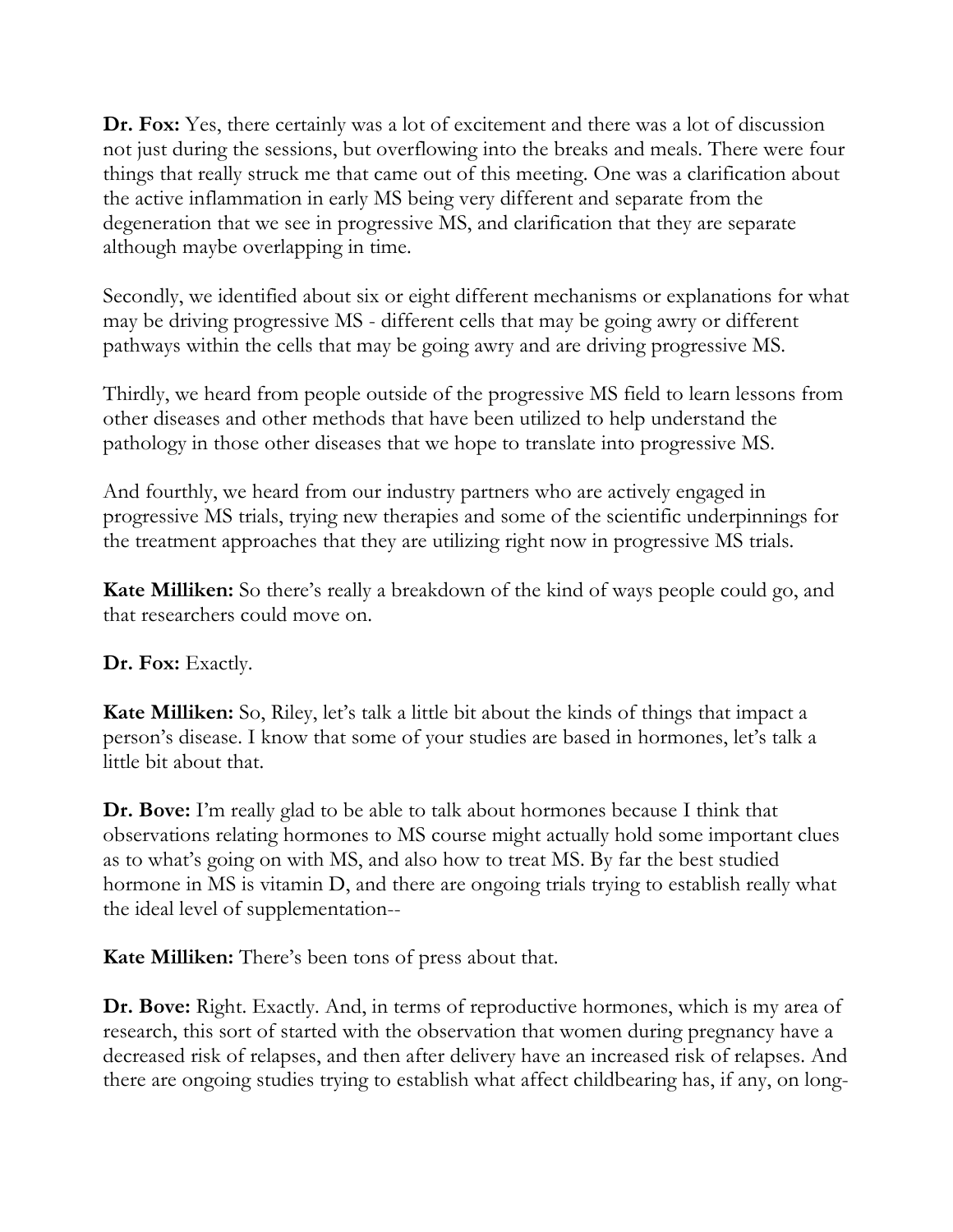**Dr. Fox:** Yes, there certainly was a lot of excitement and there was a lot of discussion not just during the sessions, but overflowing into the breaks and meals. There were four things that really struck me that came out of this meeting. One was a clarification about the active inflammation in early MS being very different and separate from the degeneration that we see in progressive MS, and clarification that they are separate although maybe overlapping in time.

Secondly, we identified about six or eight different mechanisms or explanations for what may be driving progressive MS - different cells that may be going awry or different pathways within the cells that may be going awry and are driving progressive MS.

Thirdly, we heard from people outside of the progressive MS field to learn lessons from other diseases and other methods that have been utilized to help understand the pathology in those other diseases that we hope to translate into progressive MS.

And fourthly, we heard from our industry partners who are actively engaged in progressive MS trials, trying new therapies and some of the scientific underpinnings for the treatment approaches that they are utilizing right now in progressive MS trials.

**Kate Milliken:** So there's really a breakdown of the kind of ways people could go, and that researchers could move on.

**Dr. Fox:** Exactly.

**Kate Milliken:** So, Riley, let's talk a little bit about the kinds of things that impact a person's disease. I know that some of your studies are based in hormones, let's talk a little bit about that.

**Dr. Bove:** I'm really glad to be able to talk about hormones because I think that observations relating hormones to MS course might actually hold some important clues as to what's going on with MS, and also how to treat MS. By far the best studied hormone in MS is vitamin D, and there are ongoing trials trying to establish really what the ideal level of supplementation--

**Kate Milliken:** There's been tons of press about that.

**Dr. Bove:** Right. Exactly. And, in terms of reproductive hormones, which is my area of research, this sort of started with the observation that women during pregnancy have a decreased risk of relapses, and then after delivery have an increased risk of relapses. And there are ongoing studies trying to establish what affect childbearing has, if any, on long-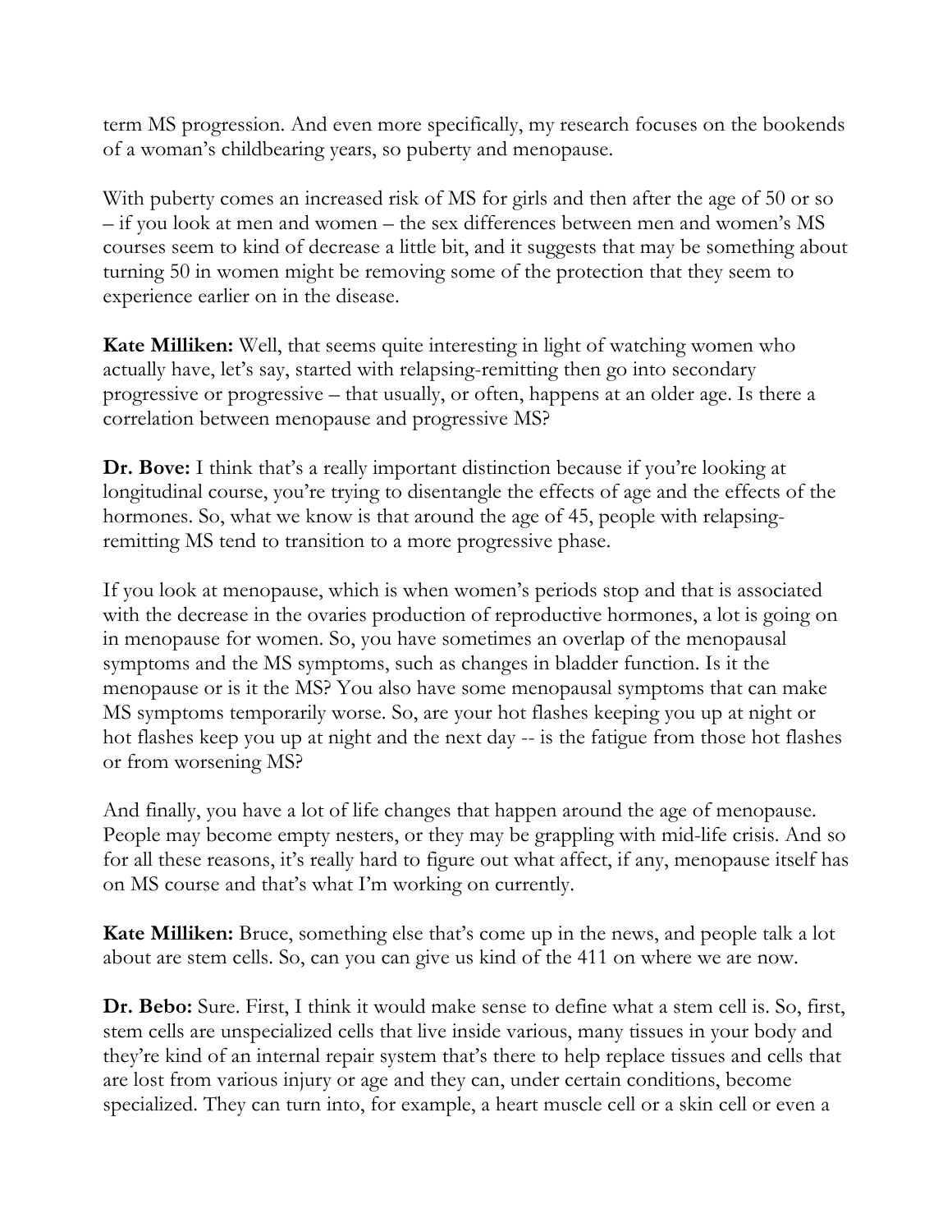term MS progression. And even more specifically, my research focuses on the bookends of a woman's childbearing years, so puberty and menopause.

With puberty comes an increased risk of MS for girls and then after the age of 50 or so – if you look at men and women – the sex differences between men and women's MS courses seem to kind of decrease a little bit, and it suggests that may be something about turning 50 in women might be removing some of the protection that they seem to experience earlier on in the disease.

**Kate Milliken:** Well, that seems quite interesting in light of watching women who actually have, let's say, started with relapsing-remitting then go into secondary progressive or progressive – that usually, or often, happens at an older age. Is there a correlation between menopause and progressive MS?

**Dr. Bove:** I think that's a really important distinction because if you're looking at longitudinal course, you're trying to disentangle the effects of age and the effects of the hormones. So, what we know is that around the age of 45, people with relapsing-remitting MS tend to transition to a more progressive phase.

If you look at menopause, which is when women's periods stop and that is associated with the decrease in the ovaries production of reproductive hormones, a lot is going on in menopause for women. So, you have sometimes an overlap of the menopausal symptoms and the MS symptoms, such as changes in bladder function. Is it the menopause or is it the MS? You also have some menopausal symptoms that can make MS symptoms temporarily worse. So, are your hot flashes keeping you up at night or hot flashes keep you up at night and the next day -- is the fatigue from those hot flashes or from worsening MS?

And finally, you have a lot of life changes that happen around the age of menopause. People may become empty nesters, or they may be grappling with mid-life crisis. And so for all these reasons, it's really hard to figure out what affect, if any, menopause itself has on MS course and that's what I'm working on currently.

**Kate Milliken:** Bruce, something else that's come up in the news, and people talk a lot about are stem cells. So, can you can give us kind of the 411 on where we are now.

**Dr. Bebo:** Sure. First, I think it would make sense to define what a stem cell is. So, first, stem cells are unspecialized cells that live inside various, many tissues in your body and they're kind of an internal repair system that's there to help replace tissues and cells that are lost from various injury or age and they can, under certain conditions, become specialized. They can turn into, for example, a heart muscle cell or a skin cell or even a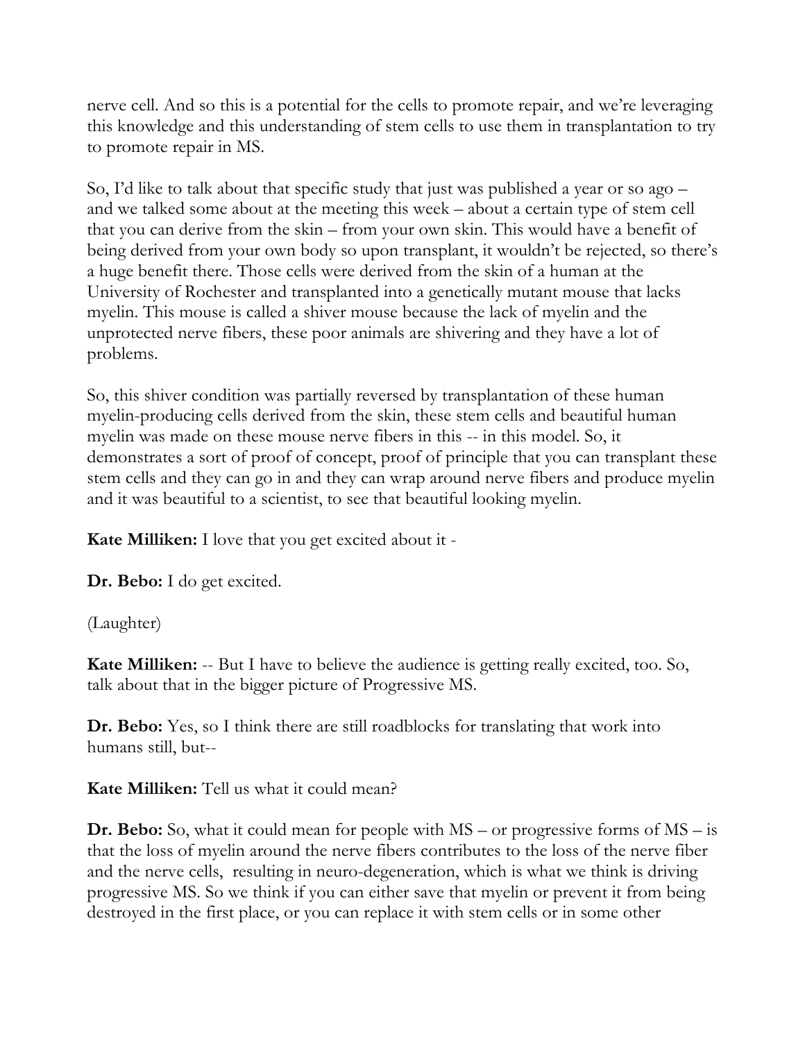nerve cell. And so this is a potential for the cells to promote repair, and we're leveraging this knowledge and this understanding of stem cells to use them in transplantation to try to promote repair in MS.

So, I'd like to talk about that specific study that just was published a year or so ago – and we talked some about at the meeting this week – about a certain type of stem cell that you can derive from the skin – from your own skin. This would have a benefit of being derived from your own body so upon transplant, it wouldn't be rejected, so there's a huge benefit there. Those cells were derived from the skin of a human at the University of Rochester and transplanted into a genetically mutant mouse that lacks myelin. This mouse is called a shiver mouse because the lack of myelin and the unprotected nerve fibers, these poor animals are shivering and they have a lot of problems.

So, this shiver condition was partially reversed by transplantation of these human myelin-producing cells derived from the skin, these stem cells and beautiful human myelin was made on these mouse nerve fibers in this -- in this model. So, it demonstrates a sort of proof of concept, proof of principle that you can transplant these stem cells and they can go in and they can wrap around nerve fibers and produce myelin and it was beautiful to a scientist, to see that beautiful looking myelin.

**Kate Milliken:** I love that you get excited about it -

**Dr. Bebo:** I do get excited.

(Laughter)

**Kate Milliken:** -- But I have to believe the audience is getting really excited, too. So, talk about that in the bigger picture of Progressive MS.

**Dr. Bebo:** Yes, so I think there are still roadblocks for translating that work into humans still, but--

**Kate Milliken:** Tell us what it could mean?

**Dr. Bebo:** So, what it could mean for people with MS – or progressive forms of MS – is that the loss of myelin around the nerve fibers contributes to the loss of the nerve fiber and the nerve cells, resulting in neuro-degeneration, which is what we think is driving progressive MS. So we think if you can either save that myelin or prevent it from being destroyed in the first place, or you can replace it with stem cells or in some other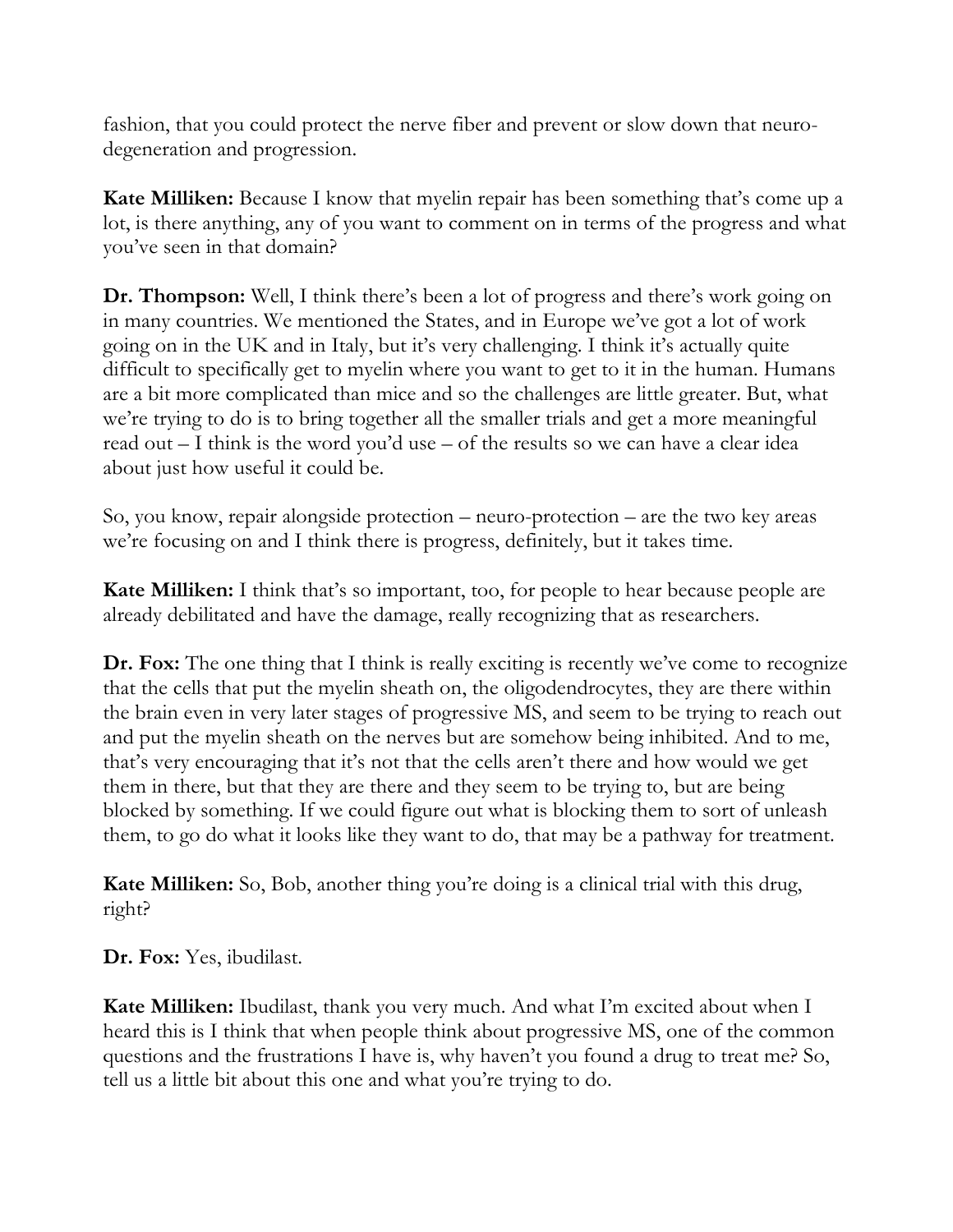fashion, that you could protect the nerve fiber and prevent or slow down that neuro-degeneration and progression.

**Kate Milliken:** Because I know that myelin repair has been something that's come up a lot, is there anything, any of you want to comment on in terms of the progress and what you've seen in that domain?

**Dr. Thompson:** Well, I think there's been a lot of progress and there's work going on in many countries. We mentioned the States, and in Europe we've got a lot of work going on in the UK and in Italy, but it's very challenging. I think it's actually quite difficult to specifically get to myelin where you want to get to it in the human. Humans are a bit more complicated than mice and so the challenges are little greater. But, what we're trying to do is to bring together all the smaller trials and get a more meaningful read out – I think is the word you'd use – of the results so we can have a clear idea about just how useful it could be.

So, you know, repair alongside protection – neuro-protection – are the two key areas we're focusing on and I think there is progress, definitely, but it takes time.

**Kate Milliken:** I think that's so important, too, for people to hear because people are already debilitated and have the damage, really recognizing that as researchers.

**Dr. Fox:** The one thing that I think is really exciting is recently we've come to recognize that the cells that put the myelin sheath on, the oligodendrocytes, they are there within the brain even in very later stages of progressive MS, and seem to be trying to reach out and put the myelin sheath on the nerves but are somehow being inhibited. And to me, that's very encouraging that it's not that the cells aren't there and how would we get them in there, but that they are there and they seem to be trying to, but are being blocked by something. If we could figure out what is blocking them to sort of unleash them, to go do what it looks like they want to do, that may be a pathway for treatment.

**Kate Milliken:** So, Bob, another thing you're doing is a clinical trial with this drug, right?

**Dr. Fox:** Yes, ibudilast.

**Kate Milliken:** Ibudilast, thank you very much. And what I'm excited about when I heard this is I think that when people think about progressive MS, one of the common questions and the frustrations I have is, why haven't you found a drug to treat me? So, tell us a little bit about this one and what you're trying to do.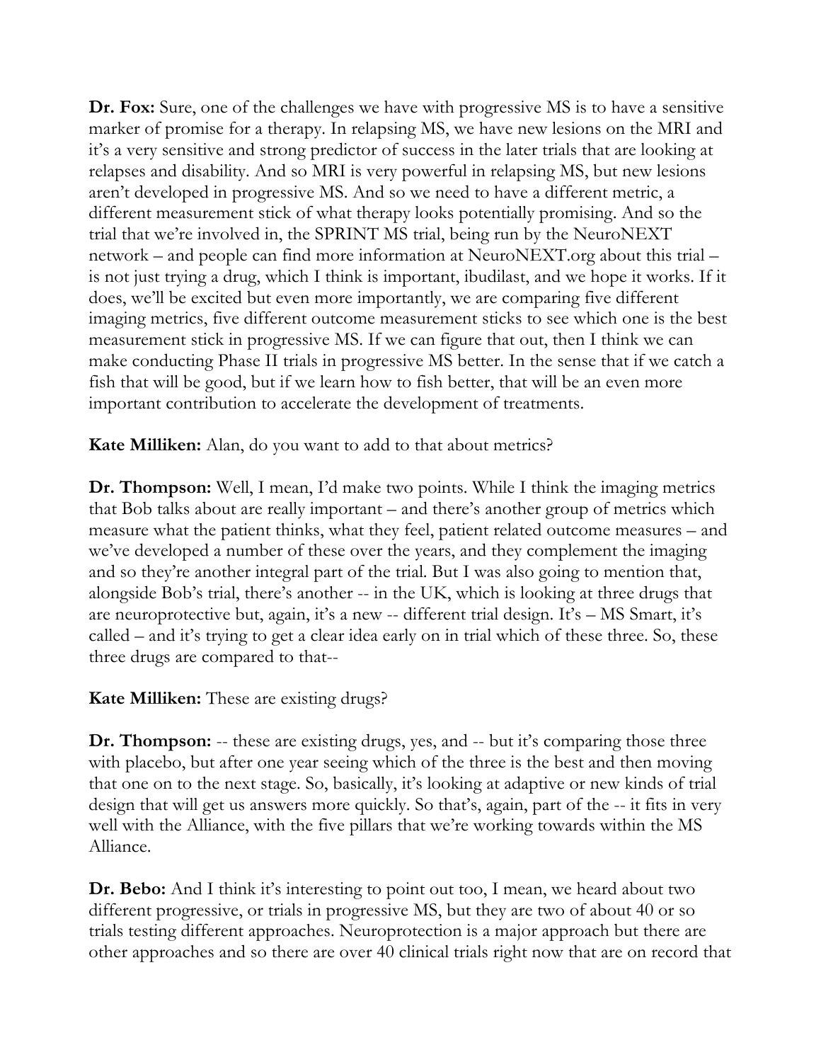**Dr. Fox:** Sure, one of the challenges we have with progressive MS is to have a sensitive marker of promise for a therapy. In relapsing MS, we have new lesions on the MRI and it's a very sensitive and strong predictor of success in the later trials that are looking at relapses and disability. And so MRI is very powerful in relapsing MS, but new lesions aren't developed in progressive MS. And so we need to have a different metric, a different measurement stick of what therapy looks potentially promising. And so the trial that we're involved in, the SPRINT MS trial, being run by the NeuroNEXT network – and people can find more information at NeuroNEXT.org about this trial – is not just trying a drug, which I think is important, ibudilast, and we hope it works. If it does, we'll be excited but even more importantly, we are comparing five different imaging metrics, five different outcome measurement sticks to see which one is the best measurement stick in progressive MS. If we can figure that out, then I think we can make conducting Phase II trials in progressive MS better. In the sense that if we catch a fish that will be good, but if we learn how to fish better, that will be an even more important contribution to accelerate the development of treatments.

**Kate Milliken:** Alan, do you want to add to that about metrics?

**Dr. Thompson:** Well, I mean, I'd make two points. While I think the imaging metrics that Bob talks about are really important – and there's another group of metrics which measure what the patient thinks, what they feel, patient related outcome measures – and we've developed a number of these over the years, and they complement the imaging and so they're another integral part of the trial. But I was also going to mention that, alongside Bob's trial, there's another -- in the UK, which is looking at three drugs that are neuroprotective but, again, it's a new -- different trial design. It's – MS Smart, it's called – and it's trying to get a clear idea early on in trial which of these three. So, these three drugs are compared to that--

**Kate Milliken:** These are existing drugs?

**Dr. Thompson:** -- these are existing drugs, yes, and -- but it's comparing those three with placebo, but after one year seeing which of the three is the best and then moving that one on to the next stage. So, basically, it's looking at adaptive or new kinds of trial design that will get us answers more quickly. So that's, again, part of the -- it fits in very well with the Alliance, with the five pillars that we're working towards within the MS Alliance.

**Dr. Bebo:** And I think it's interesting to point out too, I mean, we heard about two different progressive, or trials in progressive MS, but they are two of about 40 or so trials testing different approaches. Neuroprotection is a major approach but there are other approaches and so there are over 40 clinical trials right now that are on record that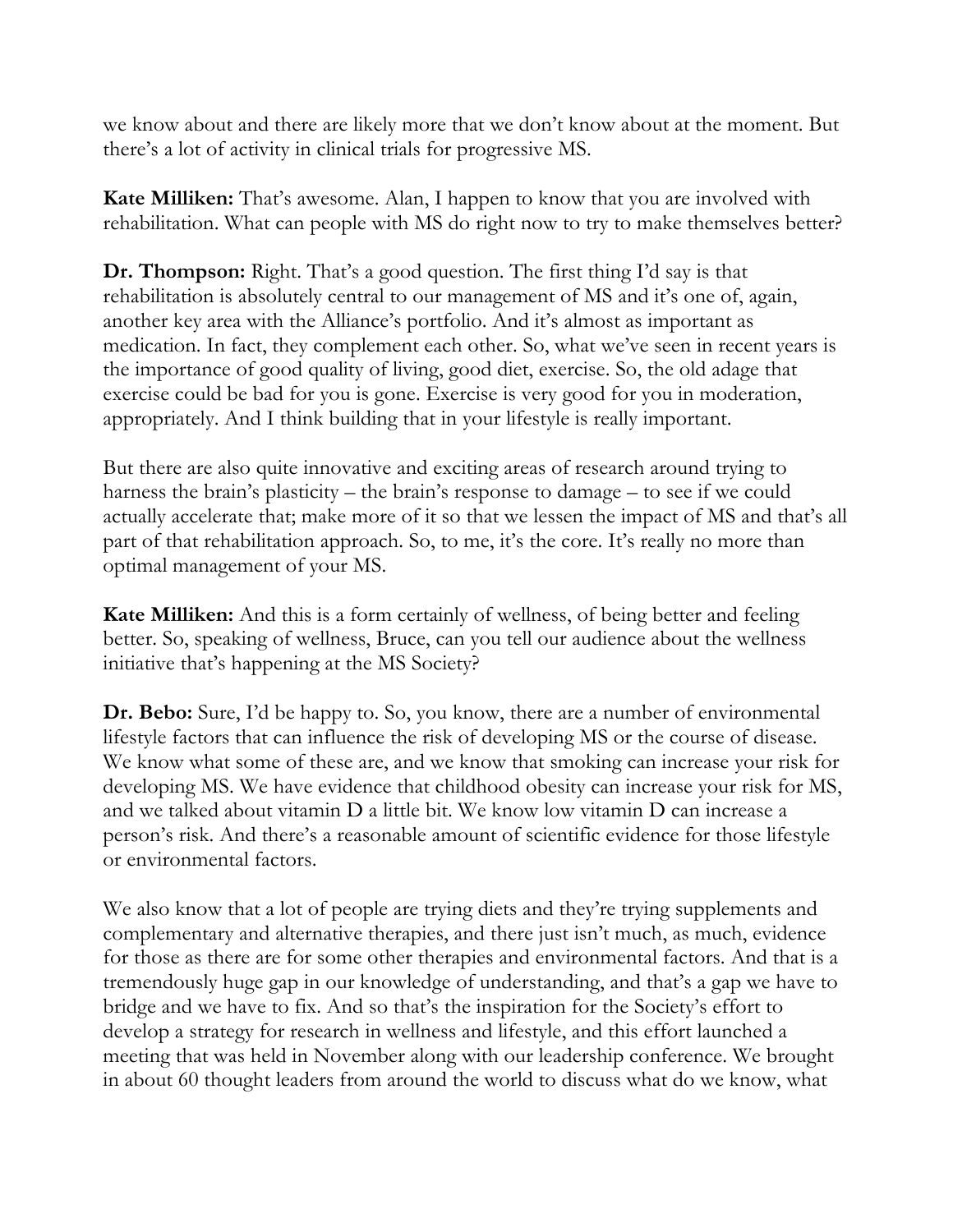we know about and there are likely more that we don't know about at the moment. But there's a lot of activity in clinical trials for progressive MS.

**Kate Milliken:** That's awesome. Alan, I happen to know that you are involved with rehabilitation. What can people with MS do right now to try to make themselves better?

**Dr. Thompson:** Right. That's a good question. The first thing I'd say is that rehabilitation is absolutely central to our management of MS and it's one of, again, another key area with the Alliance's portfolio. And it's almost as important as medication. In fact, they complement each other. So, what we've seen in recent years is the importance of good quality of living, good diet, exercise. So, the old adage that exercise could be bad for you is gone. Exercise is very good for you in moderation, appropriately. And I think building that in your lifestyle is really important.

But there are also quite innovative and exciting areas of research around trying to harness the brain's plasticity – the brain's response to damage – to see if we could actually accelerate that; make more of it so that we lessen the impact of MS and that's all part of that rehabilitation approach. So, to me, it's the core. It's really no more than optimal management of your MS.

**Kate Milliken:** And this is a form certainly of wellness, of being better and feeling better. So, speaking of wellness, Bruce, can you tell our audience about the wellness initiative that's happening at the MS Society?

**Dr. Bebo:** Sure, I'd be happy to. So, you know, there are a number of environmental lifestyle factors that can influence the risk of developing MS or the course of disease. We know what some of these are, and we know that smoking can increase your risk for developing MS. We have evidence that childhood obesity can increase your risk for MS, and we talked about vitamin D a little bit. We know low vitamin D can increase a person's risk. And there's a reasonable amount of scientific evidence for those lifestyle or environmental factors.

We also know that a lot of people are trying diets and they're trying supplements and complementary and alternative therapies, and there just isn't much, as much, evidence for those as there are for some other therapies and environmental factors. And that is a tremendously huge gap in our knowledge of understanding, and that's a gap we have to bridge and we have to fix. And so that's the inspiration for the Society's effort to develop a strategy for research in wellness and lifestyle, and this effort launched a meeting that was held in November along with our leadership conference. We brought in about 60 thought leaders from around the world to discuss what do we know, what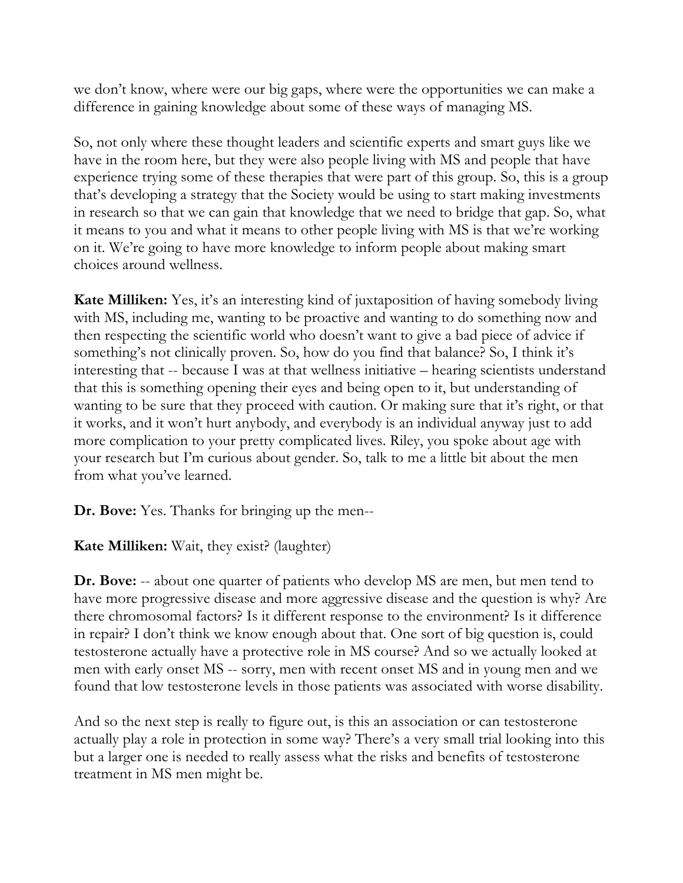we don't know, where were our big gaps, where were the opportunities we can make a difference in gaining knowledge about some of these ways of managing MS.

So, not only where these thought leaders and scientific experts and smart guys like we have in the room here, but they were also people living with MS and people that have experience trying some of these therapies that were part of this group. So, this is a group that's developing a strategy that the Society would be using to start making investments in research so that we can gain that knowledge that we need to bridge that gap. So, what it means to you and what it means to other people living with MS is that we're working on it. We're going to have more knowledge to inform people about making smart choices around wellness.

**Kate Milliken:** Yes, it's an interesting kind of juxtaposition of having somebody living with MS, including me, wanting to be proactive and wanting to do something now and then respecting the scientific world who doesn't want to give a bad piece of advice if something's not clinically proven. So, how do you find that balance? So, I think it's interesting that -- because I was at that wellness initiative – hearing scientists understand that this is something opening their eyes and being open to it, but understanding of wanting to be sure that they proceed with caution. Or making sure that it's right, or that it works, and it won't hurt anybody, and everybody is an individual anyway just to add more complication to your pretty complicated lives. Riley, you spoke about age with your research but I'm curious about gender. So, talk to me a little bit about the men from what you've learned.

**Dr. Bove:** Yes. Thanks for bringing up the men--

**Kate Milliken:** Wait, they exist? (laughter)

**Dr. Bove:** -- about one quarter of patients who develop MS are men, but men tend to have more progressive disease and more aggressive disease and the question is why? Are there chromosomal factors? Is it different response to the environment? Is it difference in repair? I don't think we know enough about that. One sort of big question is, could testosterone actually have a protective role in MS course? And so we actually looked at men with early onset MS -- sorry, men with recent onset MS and in young men and we found that low testosterone levels in those patients was associated with worse disability.

And so the next step is really to figure out, is this an association or can testosterone actually play a role in protection in some way? There's a very small trial looking into this but a larger one is needed to really assess what the risks and benefits of testosterone treatment in MS men might be.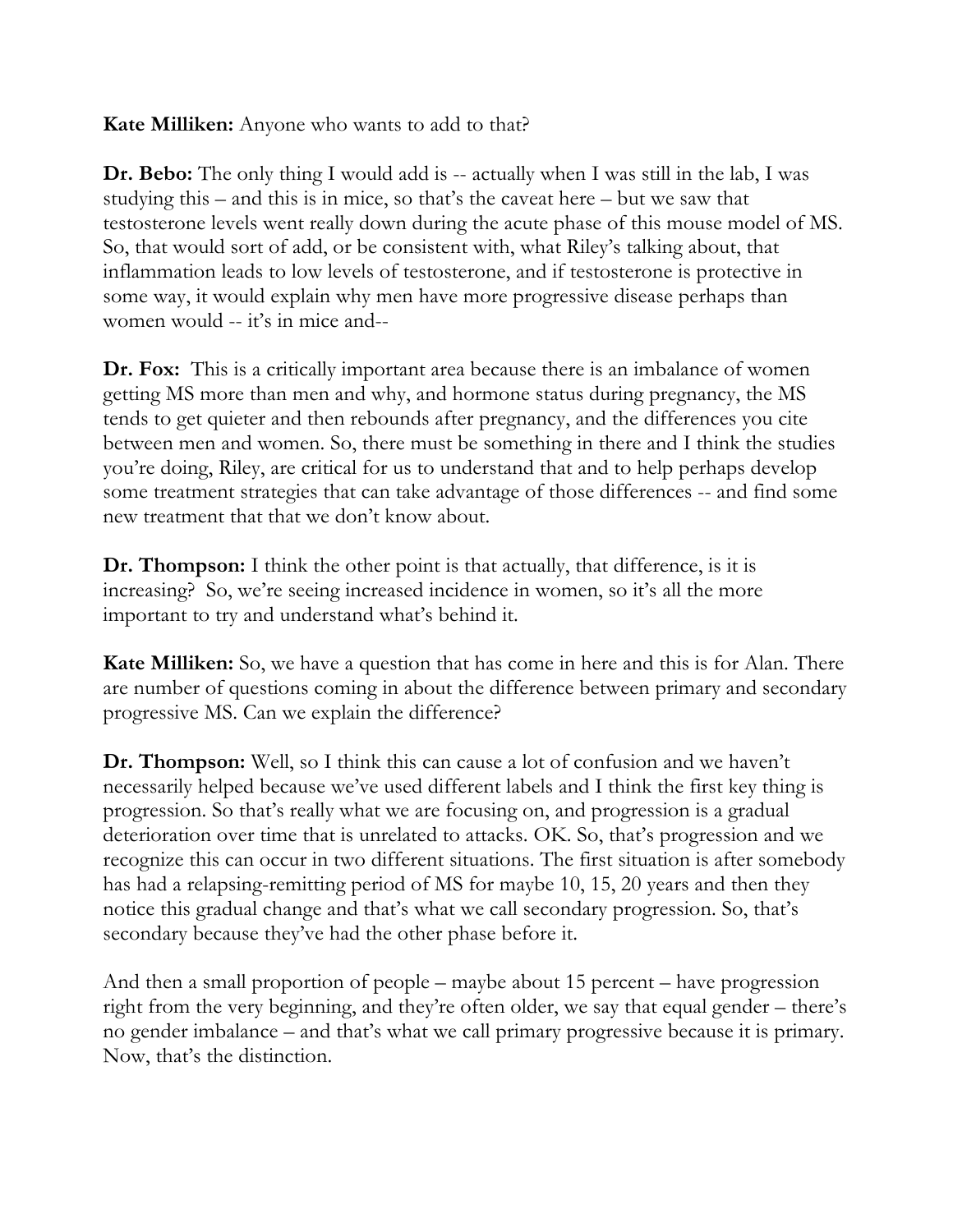**Kate Milliken:** Anyone who wants to add to that?

**Dr. Bebo:** The only thing I would add is -- actually when I was still in the lab, I was studying this – and this is in mice, so that's the caveat here – but we saw that testosterone levels went really down during the acute phase of this mouse model of MS. So, that would sort of add, or be consistent with, what Riley's talking about, that inflammation leads to low levels of testosterone, and if testosterone is protective in some way, it would explain why men have more progressive disease perhaps than women would -- it's in mice and--

**Dr. Fox:** This is a critically important area because there is an imbalance of women getting MS more than men and why, and hormone status during pregnancy, the MS tends to get quieter and then rebounds after pregnancy, and the differences you cite between men and women. So, there must be something in there and I think the studies you're doing, Riley, are critical for us to understand that and to help perhaps develop some treatment strategies that can take advantage of those differences -- and find some new treatment that that we don't know about.

**Dr. Thompson:** I think the other point is that actually, that difference, is it is increasing? So, we're seeing increased incidence in women, so it's all the more important to try and understand what's behind it.

**Kate Milliken:** So, we have a question that has come in here and this is for Alan. There are number of questions coming in about the difference between primary and secondary progressive MS. Can we explain the difference?

**Dr. Thompson:** Well, so I think this can cause a lot of confusion and we haven't necessarily helped because we've used different labels and I think the first key thing is progression. So that's really what we are focusing on, and progression is a gradual deterioration over time that is unrelated to attacks. OK. So, that's progression and we recognize this can occur in two different situations. The first situation is after somebody has had a relapsing-remitting period of MS for maybe 10, 15, 20 years and then they notice this gradual change and that's what we call secondary progression. So, that's secondary because they've had the other phase before it.

And then a small proportion of people – maybe about 15 percent – have progression right from the very beginning, and they're often older, we say that equal gender – there's no gender imbalance – and that's what we call primary progressive because it is primary. Now, that's the distinction.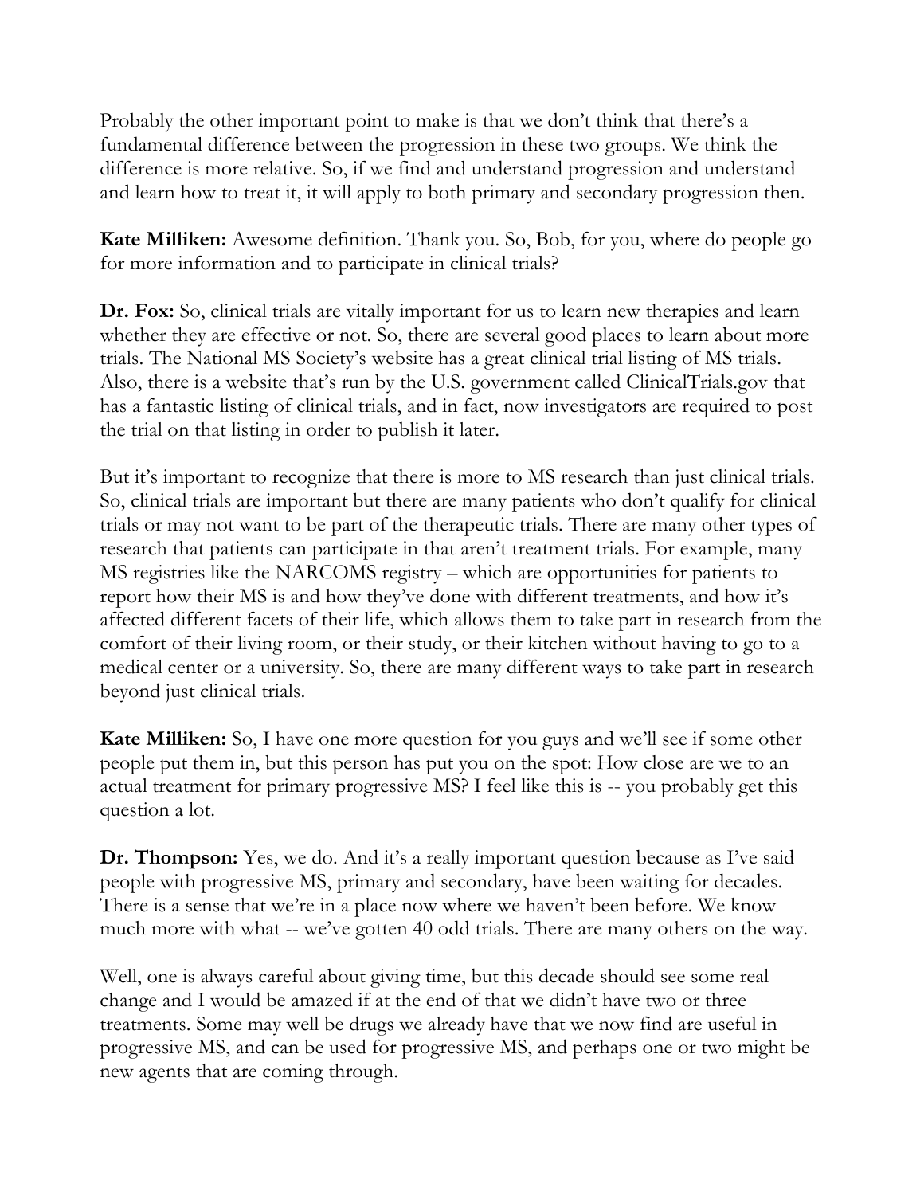Probably the other important point to make is that we don't think that there's a fundamental difference between the progression in these two groups. We think the difference is more relative. So, if we find and understand progression and understand and learn how to treat it, it will apply to both primary and secondary progression then.

**Kate Milliken:** Awesome definition. Thank you. So, Bob, for you, where do people go for more information and to participate in clinical trials?

**Dr. Fox:** So, clinical trials are vitally important for us to learn new therapies and learn whether they are effective or not. So, there are several good places to learn about more trials. The National MS Society's website has a great clinical trial listing of MS trials. Also, there is a website that's run by the U.S. government called ClinicalTrials.gov that has a fantastic listing of clinical trials, and in fact, now investigators are required to post the trial on that listing in order to publish it later.

But it's important to recognize that there is more to MS research than just clinical trials. So, clinical trials are important but there are many patients who don't qualify for clinical trials or may not want to be part of the therapeutic trials. There are many other types of research that patients can participate in that aren't treatment trials. For example, many MS registries like the NARCOMS registry – which are opportunities for patients to report how their MS is and how they've done with different treatments, and how it's affected different facets of their life, which allows them to take part in research from the comfort of their living room, or their study, or their kitchen without having to go to a medical center or a university. So, there are many different ways to take part in research beyond just clinical trials.

**Kate Milliken:** So, I have one more question for you guys and we'll see if some other people put them in, but this person has put you on the spot: How close are we to an actual treatment for primary progressive MS? I feel like this is -- you probably get this question a lot.

**Dr. Thompson:** Yes, we do. And it's a really important question because as I've said people with progressive MS, primary and secondary, have been waiting for decades. There is a sense that we're in a place now where we haven't been before. We know much more with what -- we've gotten 40 odd trials. There are many others on the way.

Well, one is always careful about giving time, but this decade should see some real change and I would be amazed if at the end of that we didn't have two or three treatments. Some may well be drugs we already have that we now find are useful in progressive MS, and can be used for progressive MS, and perhaps one or two might be new agents that are coming through.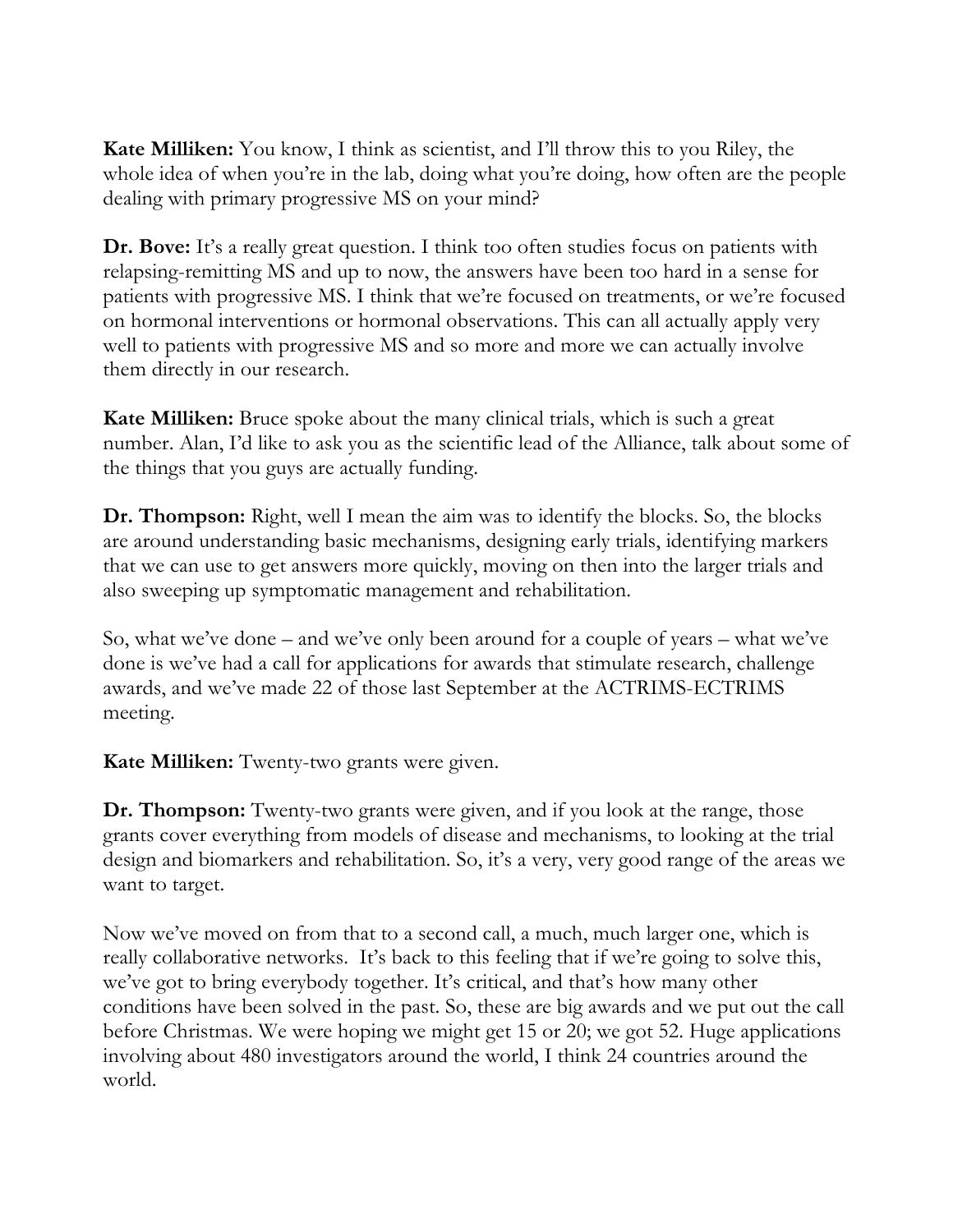**Kate Milliken:** You know, I think as scientist, and I'll throw this to you Riley, the whole idea of when you're in the lab, doing what you're doing, how often are the people dealing with primary progressive MS on your mind?

**Dr. Bove:** It's a really great question. I think too often studies focus on patients with relapsing-remitting MS and up to now, the answers have been too hard in a sense for patients with progressive MS. I think that we're focused on treatments, or we're focused on hormonal interventions or hormonal observations. This can all actually apply very well to patients with progressive MS and so more and more we can actually involve them directly in our research.

**Kate Milliken:** Bruce spoke about the many clinical trials, which is such a great number. Alan, I'd like to ask you as the scientific lead of the Alliance, talk about some of the things that you guys are actually funding.

**Dr. Thompson:** Right, well I mean the aim was to identify the blocks. So, the blocks are around understanding basic mechanisms, designing early trials, identifying markers that we can use to get answers more quickly, moving on then into the larger trials and also sweeping up symptomatic management and rehabilitation.

So, what we've done – and we've only been around for a couple of years – what we've done is we've had a call for applications for awards that stimulate research, challenge awards, and we've made 22 of those last September at the ACTRIMS-ECTRIMS meeting.

**Kate Milliken:** Twenty-two grants were given.

**Dr. Thompson:** Twenty-two grants were given, and if you look at the range, those grants cover everything from models of disease and mechanisms, to looking at the trial design and biomarkers and rehabilitation. So, it's a very, very good range of the areas we want to target.

Now we've moved on from that to a second call, a much, much larger one, which is really collaborative networks. It's back to this feeling that if we're going to solve this, we've got to bring everybody together. It's critical, and that's how many other conditions have been solved in the past. So, these are big awards and we put out the call before Christmas. We were hoping we might get 15 or 20; we got 52. Huge applications involving about 480 investigators around the world, I think 24 countries around the world.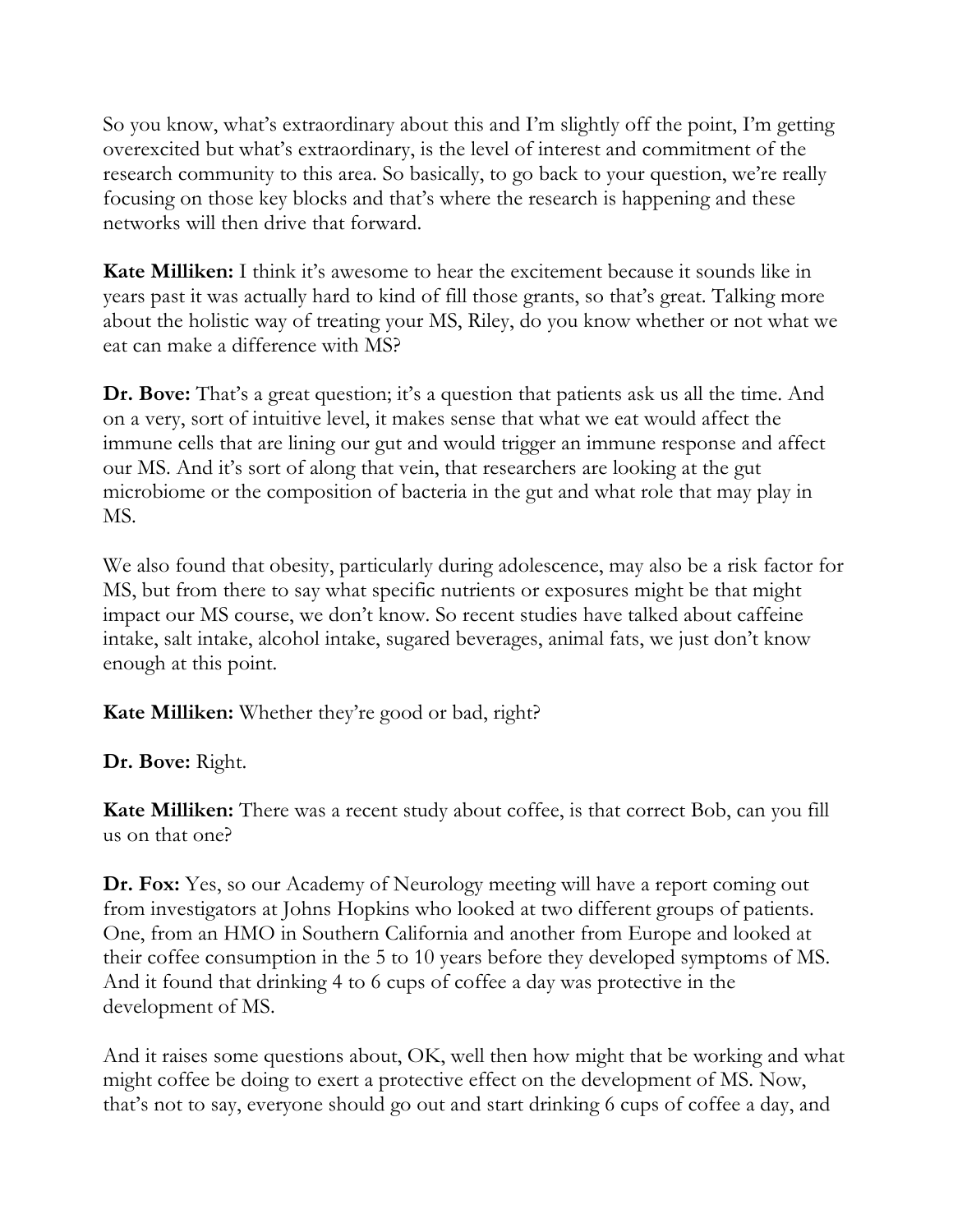So you know, what's extraordinary about this and I'm slightly off the point, I'm getting overexcited but what's extraordinary, is the level of interest and commitment of the research community to this area. So basically, to go back to your question, we're really focusing on those key blocks and that's where the research is happening and these networks will then drive that forward.

**Kate Milliken:** I think it's awesome to hear the excitement because it sounds like in years past it was actually hard to kind of fill those grants, so that's great. Talking more about the holistic way of treating your MS, Riley, do you know whether or not what we eat can make a difference with MS?

**Dr. Bove:** That's a great question; it's a question that patients ask us all the time. And on a very, sort of intuitive level, it makes sense that what we eat would affect the immune cells that are lining our gut and would trigger an immune response and affect our MS. And it's sort of along that vein, that researchers are looking at the gut microbiome or the composition of bacteria in the gut and what role that may play in MS.

We also found that obesity, particularly during adolescence, may also be a risk factor for MS, but from there to say what specific nutrients or exposures might be that might impact our MS course, we don't know. So recent studies have talked about caffeine intake, salt intake, alcohol intake, sugared beverages, animal fats, we just don't know enough at this point.

**Kate Milliken:** Whether they're good or bad, right?

**Dr. Bove:** Right.

**Kate Milliken:** There was a recent study about coffee, is that correct Bob, can you fill us on that one?

**Dr. Fox:** Yes, so our Academy of Neurology meeting will have a report coming out from investigators at Johns Hopkins who looked at two different groups of patients. One, from an HMO in Southern California and another from Europe and looked at their coffee consumption in the 5 to 10 years before they developed symptoms of MS. And it found that drinking 4 to 6 cups of coffee a day was protective in the development of MS.

And it raises some questions about, OK, well then how might that be working and what might coffee be doing to exert a protective effect on the development of MS. Now, that's not to say, everyone should go out and start drinking 6 cups of coffee a day, and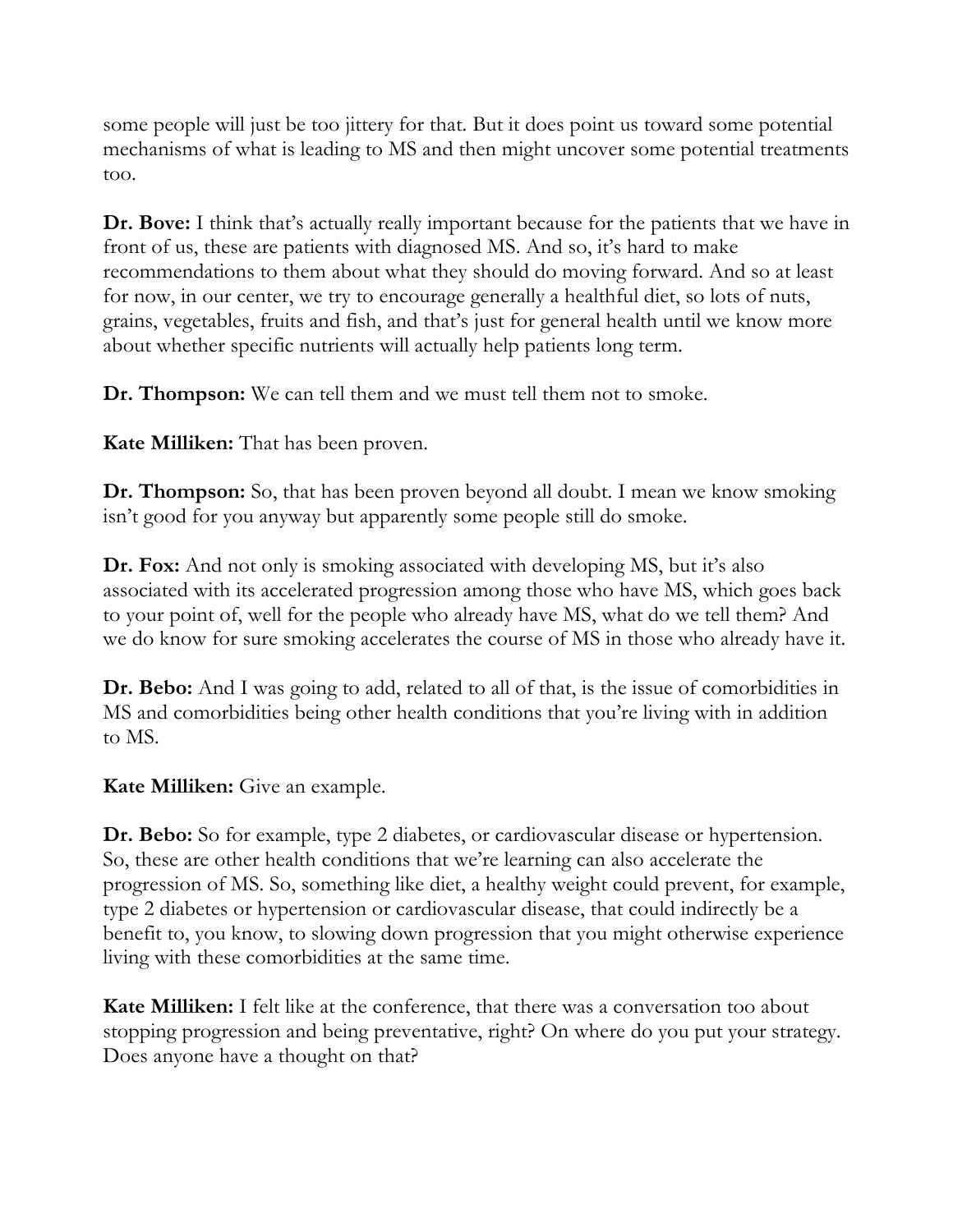some people will just be too jittery for that. But it does point us toward some potential mechanisms of what is leading to MS and then might uncover some potential treatments too.

**Dr. Bove:** I think that's actually really important because for the patients that we have in front of us, these are patients with diagnosed MS. And so, it's hard to make recommendations to them about what they should do moving forward. And so at least for now, in our center, we try to encourage generally a healthful diet, so lots of nuts, grains, vegetables, fruits and fish, and that's just for general health until we know more about whether specific nutrients will actually help patients long term.

**Dr. Thompson:** We can tell them and we must tell them not to smoke.

**Kate Milliken:** That has been proven.

**Dr. Thompson:** So, that has been proven beyond all doubt. I mean we know smoking isn't good for you anyway but apparently some people still do smoke.

**Dr. Fox:** And not only is smoking associated with developing MS, but it's also associated with its accelerated progression among those who have MS, which goes back to your point of, well for the people who already have MS, what do we tell them? And we do know for sure smoking accelerates the course of MS in those who already have it.

**Dr. Bebo:** And I was going to add, related to all of that, is the issue of comorbidities in MS and comorbidities being other health conditions that you're living with in addition to MS.

**Kate Milliken:** Give an example.

**Dr. Bebo:** So for example, type 2 diabetes, or cardiovascular disease or hypertension. So, these are other health conditions that we're learning can also accelerate the progression of MS. So, something like diet, a healthy weight could prevent, for example, type 2 diabetes or hypertension or cardiovascular disease, that could indirectly be a benefit to, you know, to slowing down progression that you might otherwise experience living with these comorbidities at the same time.

**Kate Milliken:** I felt like at the conference, that there was a conversation too about stopping progression and being preventative, right? On where do you put your strategy. Does anyone have a thought on that?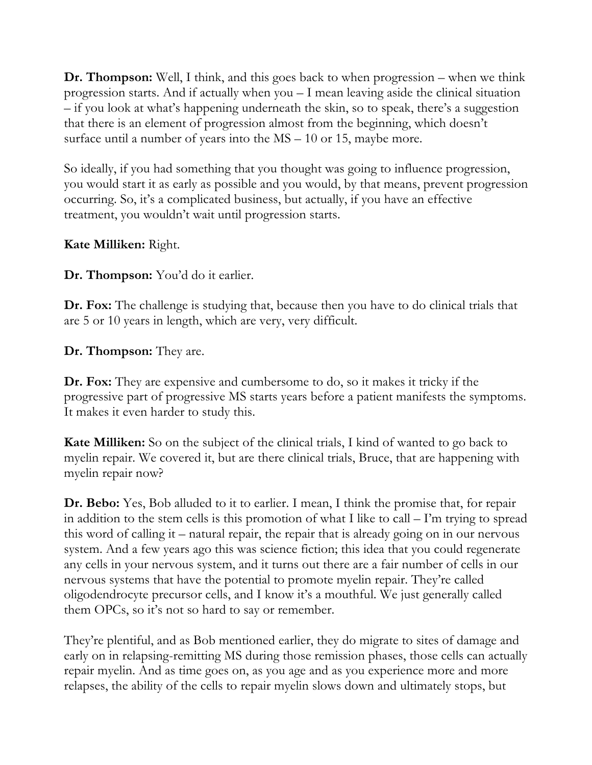**Dr. Thompson:** Well, I think, and this goes back to when progression – when we think progression starts. And if actually when you – I mean leaving aside the clinical situation – if you look at what's happening underneath the skin, so to speak, there's a suggestion that there is an element of progression almost from the beginning, which doesn't surface until a number of years into the MS – 10 or 15, maybe more.

So ideally, if you had something that you thought was going to influence progression, you would start it as early as possible and you would, by that means, prevent progression occurring. So, it's a complicated business, but actually, if you have an effective treatment, you wouldn't wait until progression starts.

**Kate Milliken:** Right.

**Dr. Thompson:** You'd do it earlier.

**Dr. Fox:** The challenge is studying that, because then you have to do clinical trials that are 5 or 10 years in length, which are very, very difficult.

**Dr. Thompson:** They are.

**Dr. Fox:** They are expensive and cumbersome to do, so it makes it tricky if the progressive part of progressive MS starts years before a patient manifests the symptoms. It makes it even harder to study this.

**Kate Milliken:** So on the subject of the clinical trials, I kind of wanted to go back to myelin repair. We covered it, but are there clinical trials, Bruce, that are happening with myelin repair now?

**Dr. Bebo:** Yes, Bob alluded to it to earlier. I mean, I think the promise that, for repair in addition to the stem cells is this promotion of what I like to call – I'm trying to spread this word of calling it – natural repair, the repair that is already going on in our nervous system. And a few years ago this was science fiction; this idea that you could regenerate any cells in your nervous system, and it turns out there are a fair number of cells in our nervous systems that have the potential to promote myelin repair. They're called oligodendrocyte precursor cells, and I know it's a mouthful. We just generally called them OPCs, so it's not so hard to say or remember.

They're plentiful, and as Bob mentioned earlier, they do migrate to sites of damage and early on in relapsing-remitting MS during those remission phases, those cells can actually repair myelin. And as time goes on, as you age and as you experience more and more relapses, the ability of the cells to repair myelin slows down and ultimately stops, but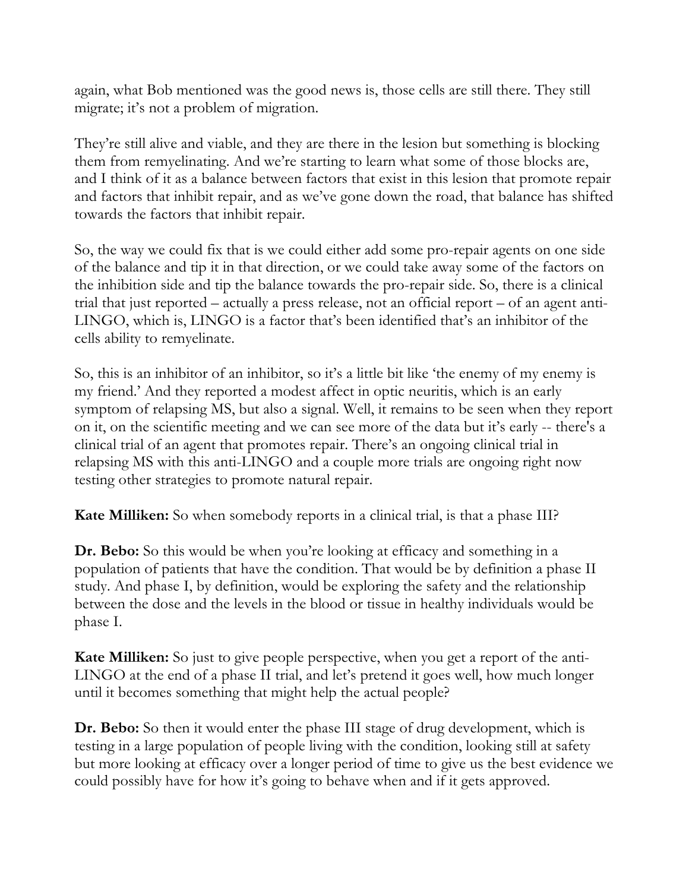again, what Bob mentioned was the good news is, those cells are still there. They still migrate; it's not a problem of migration.

They're still alive and viable, and they are there in the lesion but something is blocking them from remyelinating. And we're starting to learn what some of those blocks are, and I think of it as a balance between factors that exist in this lesion that promote repair and factors that inhibit repair, and as we've gone down the road, that balance has shifted towards the factors that inhibit repair.

So, the way we could fix that is we could either add some pro-repair agents on one side of the balance and tip it in that direction, or we could take away some of the factors on the inhibition side and tip the balance towards the pro-repair side. So, there is a clinical trial that just reported – actually a press release, not an official report – of an agent anti-LINGO, which is, LINGO is a factor that's been identified that's an inhibitor of the cells ability to remyelinate.

So, this is an inhibitor of an inhibitor, so it's a little bit like 'the enemy of my enemy is my friend.' And they reported a modest affect in optic neuritis, which is an early symptom of relapsing MS, but also a signal. Well, it remains to be seen when they report on it, on the scientific meeting and we can see more of the data but it's early -- there's a clinical trial of an agent that promotes repair. There's an ongoing clinical trial in relapsing MS with this anti-LINGO and a couple more trials are ongoing right now testing other strategies to promote natural repair.

**Kate Milliken:** So when somebody reports in a clinical trial, is that a phase III?

**Dr. Bebo:** So this would be when you're looking at efficacy and something in a population of patients that have the condition. That would be by definition a phase II study. And phase I, by definition, would be exploring the safety and the relationship between the dose and the levels in the blood or tissue in healthy individuals would be phase I.

**Kate Milliken:** So just to give people perspective, when you get a report of the anti-LINGO at the end of a phase II trial, and let's pretend it goes well, how much longer until it becomes something that might help the actual people?

**Dr. Bebo:** So then it would enter the phase III stage of drug development, which is testing in a large population of people living with the condition, looking still at safety but more looking at efficacy over a longer period of time to give us the best evidence we could possibly have for how it's going to behave when and if it gets approved.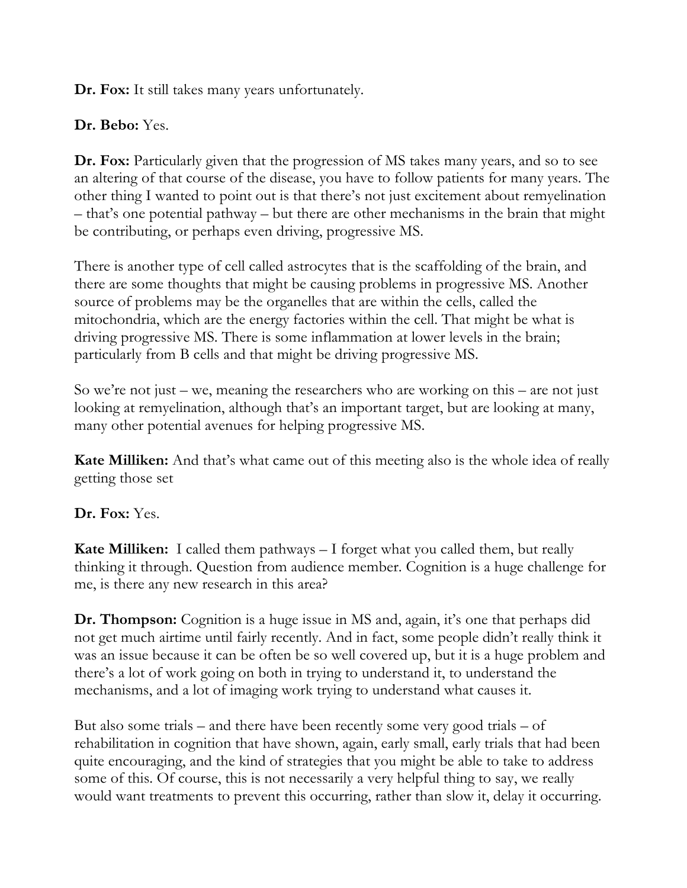**Dr. Fox:** It still takes many years unfortunately.

**Dr. Bebo:** Yes.

**Dr. Fox:** Particularly given that the progression of MS takes many years, and so to see an altering of that course of the disease, you have to follow patients for many years. The other thing I wanted to point out is that there's not just excitement about remyelination – that's one potential pathway – but there are other mechanisms in the brain that might be contributing, or perhaps even driving, progressive MS.

There is another type of cell called astrocytes that is the scaffolding of the brain, and there are some thoughts that might be causing problems in progressive MS. Another source of problems may be the organelles that are within the cells, called the mitochondria, which are the energy factories within the cell. That might be what is driving progressive MS. There is some inflammation at lower levels in the brain; particularly from B cells and that might be driving progressive MS.

So we're not just – we, meaning the researchers who are working on this – are not just looking at remyelination, although that's an important target, but are looking at many, many other potential avenues for helping progressive MS.

**Kate Milliken:** And that's what came out of this meeting also is the whole idea of really getting those set

**Dr. Fox:** Yes.

**Kate Milliken:** I called them pathways – I forget what you called them, but really thinking it through. Question from audience member. Cognition is a huge challenge for me, is there any new research in this area?

**Dr. Thompson:** Cognition is a huge issue in MS and, again, it's one that perhaps did not get much airtime until fairly recently. And in fact, some people didn't really think it was an issue because it can be often be so well covered up, but it is a huge problem and there's a lot of work going on both in trying to understand it, to understand the mechanisms, and a lot of imaging work trying to understand what causes it.

But also some trials – and there have been recently some very good trials – of rehabilitation in cognition that have shown, again, early small, early trials that had been quite encouraging, and the kind of strategies that you might be able to take to address some of this. Of course, this is not necessarily a very helpful thing to say, we really would want treatments to prevent this occurring, rather than slow it, delay it occurring.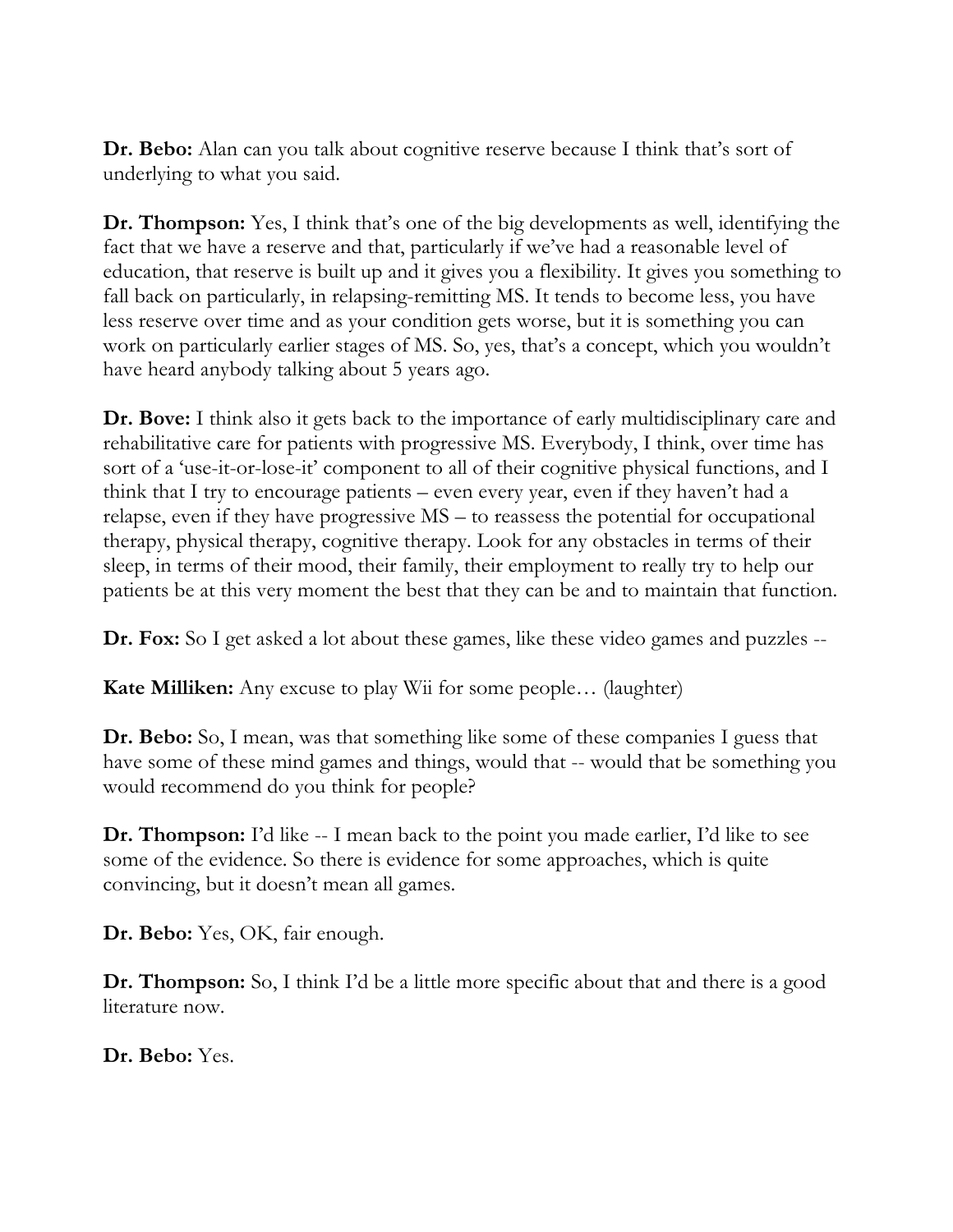**Dr. Bebo:** Alan can you talk about cognitive reserve because I think that's sort of underlying to what you said.

**Dr. Thompson:** Yes, I think that's one of the big developments as well, identifying the fact that we have a reserve and that, particularly if we've had a reasonable level of education, that reserve is built up and it gives you a flexibility. It gives you something to fall back on particularly, in relapsing-remitting MS. It tends to become less, you have less reserve over time and as your condition gets worse, but it is something you can work on particularly earlier stages of MS. So, yes, that's a concept, which you wouldn't have heard anybody talking about 5 years ago.

**Dr. Bove:** I think also it gets back to the importance of early multidisciplinary care and rehabilitative care for patients with progressive MS. Everybody, I think, over time has sort of a 'use-it-or-lose-it' component to all of their cognitive physical functions, and I think that I try to encourage patients – even every year, even if they haven't had a relapse, even if they have progressive MS – to reassess the potential for occupational therapy, physical therapy, cognitive therapy. Look for any obstacles in terms of their sleep, in terms of their mood, their family, their employment to really try to help our patients be at this very moment the best that they can be and to maintain that function.

**Dr. Fox:** So I get asked a lot about these games, like these video games and puzzles --

**Kate Milliken:** Any excuse to play Wii for some people… (laughter)

**Dr. Bebo:** So, I mean, was that something like some of these companies I guess that have some of these mind games and things, would that -- would that be something you would recommend do you think for people?

**Dr. Thompson:** I'd like -- I mean back to the point you made earlier, I'd like to see some of the evidence. So there is evidence for some approaches, which is quite convincing, but it doesn't mean all games.

**Dr. Bebo:** Yes, OK, fair enough.

**Dr. Thompson:** So, I think I'd be a little more specific about that and there is a good literature now.

**Dr. Bebo:** Yes.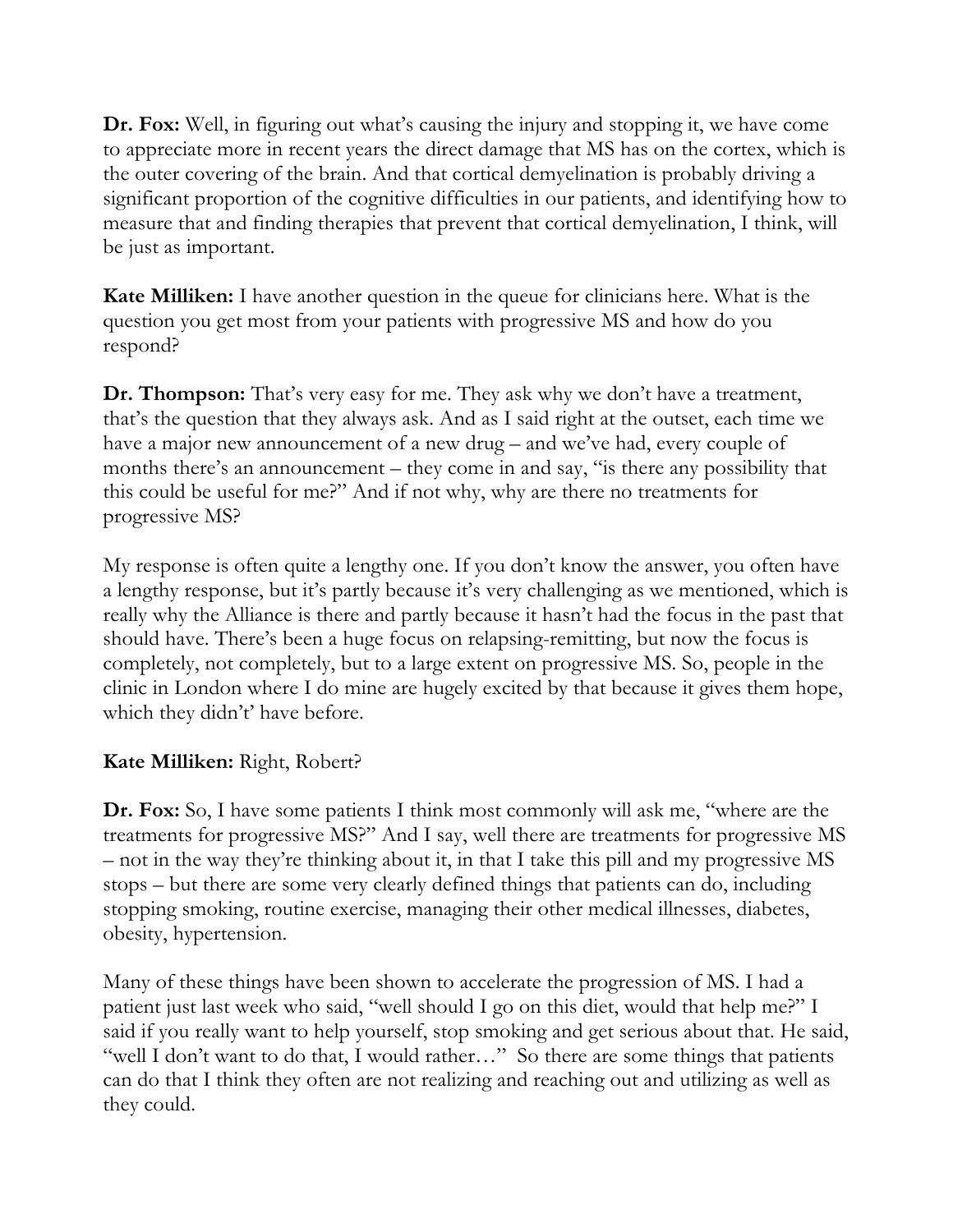**Dr. Fox:** Well, in figuring out what's causing the injury and stopping it, we have come to appreciate more in recent years the direct damage that MS has on the cortex, which is the outer covering of the brain. And that cortical demyelination is probably driving a significant proportion of the cognitive difficulties in our patients, and identifying how to measure that and finding therapies that prevent that cortical demyelination, I think, will be just as important.

**Kate Milliken:** I have another question in the queue for clinicians here. What is the question you get most from your patients with progressive MS and how do you respond?

**Dr. Thompson:** That's very easy for me. They ask why we don't have a treatment, that's the question that they always ask. And as I said right at the outset, each time we have a major new announcement of a new drug – and we've had, every couple of months there's an announcement – they come in and say, "is there any possibility that this could be useful for me?" And if not why, why are there no treatments for progressive MS?

My response is often quite a lengthy one. If you don't know the answer, you often have a lengthy response, but it's partly because it's very challenging as we mentioned, which is really why the Alliance is there and partly because it hasn't had the focus in the past that should have. There's been a huge focus on relapsing-remitting, but now the focus is completely, not completely, but to a large extent on progressive MS. So, people in the clinic in London where I do mine are hugely excited by that because it gives them hope, which they didn't' have before.

**Kate Milliken:** Right, Robert?

**Dr. Fox:** So, I have some patients I think most commonly will ask me, "where are the treatments for progressive MS?" And I say, well there are treatments for progressive MS – not in the way they're thinking about it, in that I take this pill and my progressive MS stops – but there are some very clearly defined things that patients can do, including stopping smoking, routine exercise, managing their other medical illnesses, diabetes, obesity, hypertension.

Many of these things have been shown to accelerate the progression of MS. I had a patient just last week who said, "well should I go on this diet, would that help me?" I said if you really want to help yourself, stop smoking and get serious about that. He said, "well I don't want to do that, I would rather…" So there are some things that patients can do that I think they often are not realizing and reaching out and utilizing as well as they could.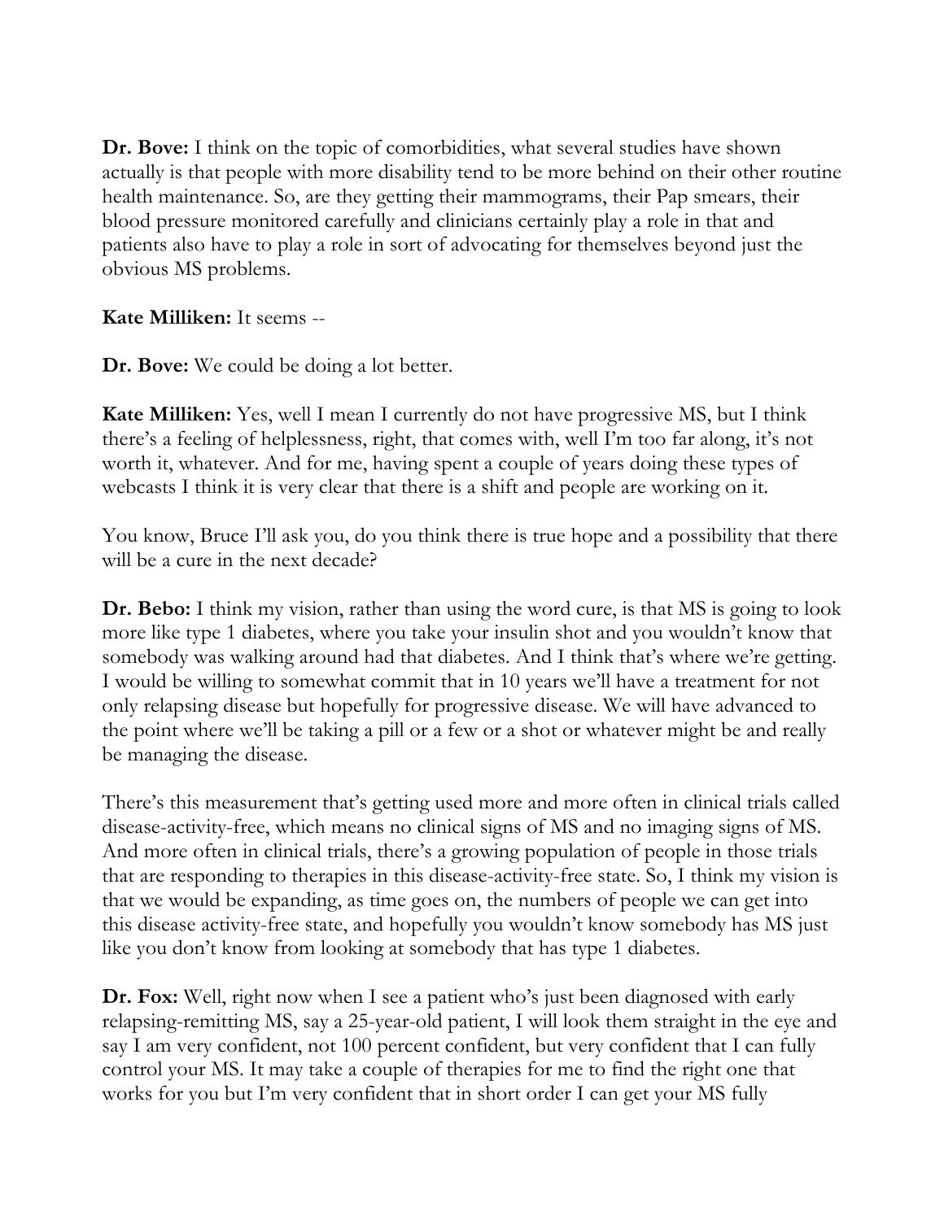**Dr. Bove:** I think on the topic of comorbidities, what several studies have shown actually is that people with more disability tend to be more behind on their other routine health maintenance. So, are they getting their mammograms, their Pap smears, their blood pressure monitored carefully and clinicians certainly play a role in that and patients also have to play a role in sort of advocating for themselves beyond just the obvious MS problems.

**Kate Milliken:** It seems --

**Dr. Bove:** We could be doing a lot better.

**Kate Milliken:** Yes, well I mean I currently do not have progressive MS, but I think there's a feeling of helplessness, right, that comes with, well I'm too far along, it's not worth it, whatever. And for me, having spent a couple of years doing these types of webcasts I think it is very clear that there is a shift and people are working on it.

You know, Bruce I'll ask you, do you think there is true hope and a possibility that there will be a cure in the next decade?

**Dr. Bebo:** I think my vision, rather than using the word cure, is that MS is going to look more like type 1 diabetes, where you take your insulin shot and you wouldn't know that somebody was walking around had that diabetes. And I think that's where we're getting. I would be willing to somewhat commit that in 10 years we'll have a treatment for not only relapsing disease but hopefully for progressive disease. We will have advanced to the point where we'll be taking a pill or a few or a shot or whatever might be and really be managing the disease.

There's this measurement that's getting used more and more often in clinical trials called disease-activity-free, which means no clinical signs of MS and no imaging signs of MS. And more often in clinical trials, there's a growing population of people in those trials that are responding to therapies in this disease-activity-free state. So, I think my vision is that we would be expanding, as time goes on, the numbers of people we can get into this disease activity-free state, and hopefully you wouldn't know somebody has MS just like you don't know from looking at somebody that has type 1 diabetes.

**Dr. Fox:** Well, right now when I see a patient who's just been diagnosed with early relapsing-remitting MS, say a 25-year-old patient, I will look them straight in the eye and say I am very confident, not 100 percent confident, but very confident that I can fully control your MS. It may take a couple of therapies for me to find the right one that works for you but I'm very confident that in short order I can get your MS fully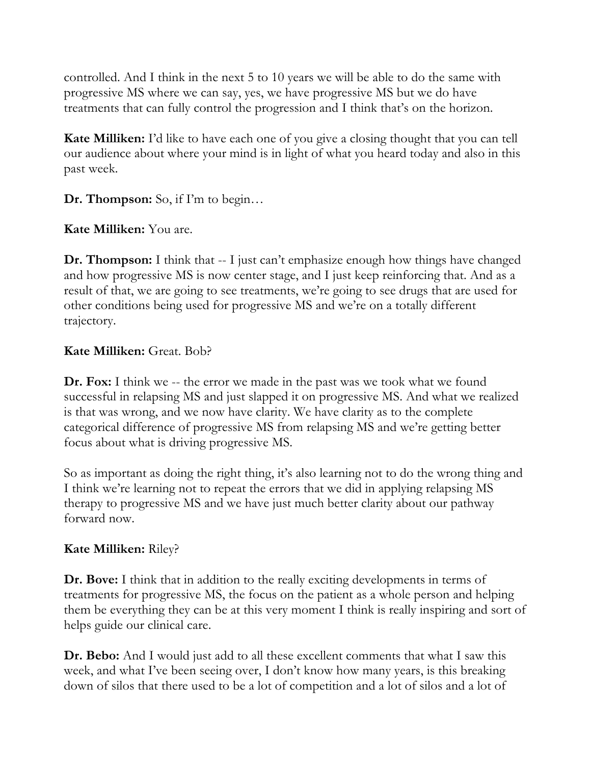controlled. And I think in the next 5 to 10 years we will be able to do the same with progressive MS where we can say, yes, we have progressive MS but we do have treatments that can fully control the progression and I think that's on the horizon.

**Kate Milliken:** I'd like to have each one of you give a closing thought that you can tell our audience about where your mind is in light of what you heard today and also in this past week.

**Dr. Thompson:** So, if I'm to begin…

**Kate Milliken:** You are.

**Dr. Thompson:** I think that -- I just can't emphasize enough how things have changed and how progressive MS is now center stage, and I just keep reinforcing that. And as a result of that, we are going to see treatments, we're going to see drugs that are used for other conditions being used for progressive MS and we're on a totally different trajectory.

**Kate Milliken:** Great. Bob?

**Dr. Fox:** I think we -- the error we made in the past was we took what we found successful in relapsing MS and just slapped it on progressive MS. And what we realized is that was wrong, and we now have clarity. We have clarity as to the complete categorical difference of progressive MS from relapsing MS and we're getting better focus about what is driving progressive MS.

So as important as doing the right thing, it's also learning not to do the wrong thing and I think we're learning not to repeat the errors that we did in applying relapsing MS therapy to progressive MS and we have just much better clarity about our pathway forward now.

**Kate Milliken:** Riley?

**Dr. Bove:** I think that in addition to the really exciting developments in terms of treatments for progressive MS, the focus on the patient as a whole person and helping them be everything they can be at this very moment I think is really inspiring and sort of helps guide our clinical care.

**Dr. Bebo:** And I would just add to all these excellent comments that what I saw this week, and what I've been seeing over, I don't know how many years, is this breaking down of silos that there used to be a lot of competition and a lot of silos and a lot of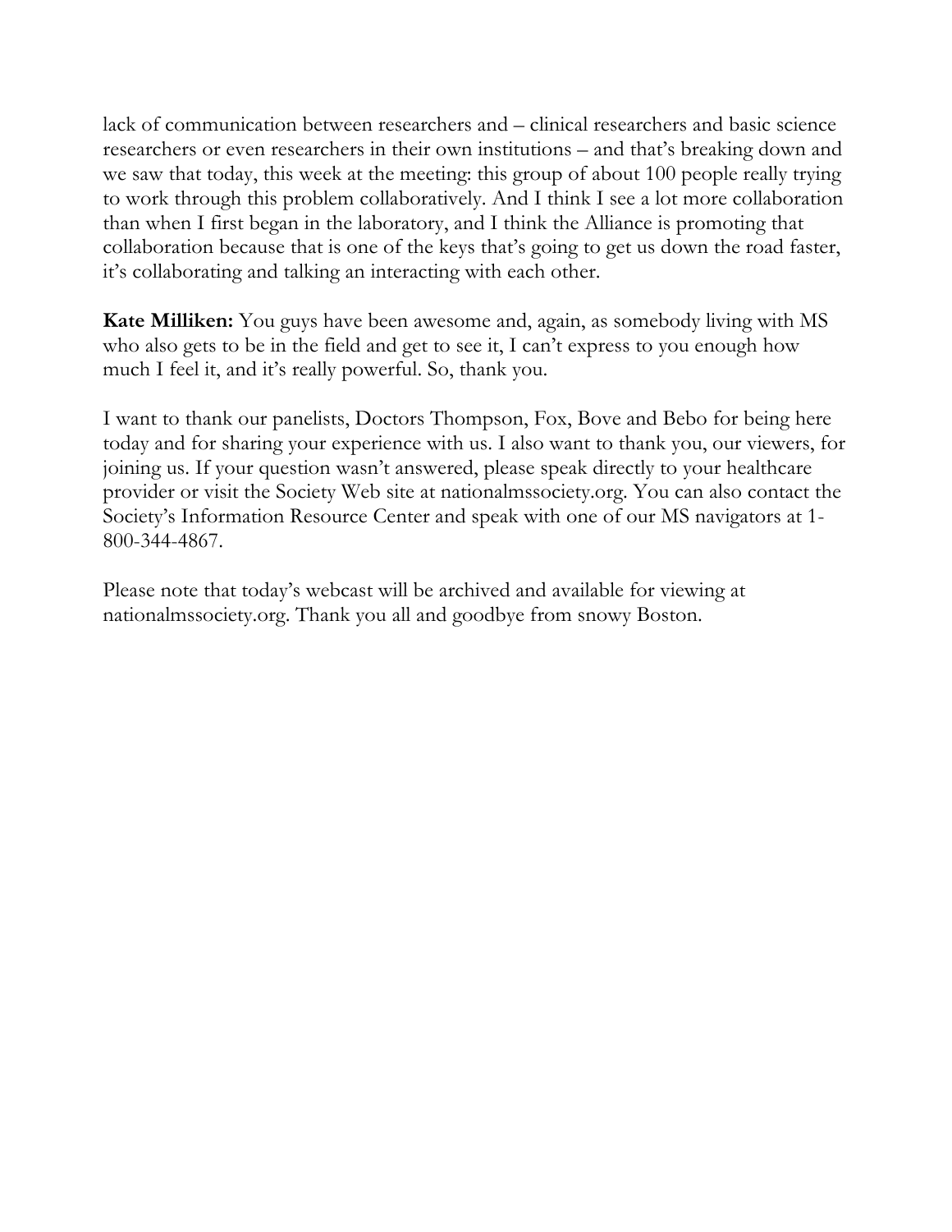lack of communication between researchers and – clinical researchers and basic science researchers or even researchers in their own institutions – and that's breaking down and we saw that today, this week at the meeting: this group of about 100 people really trying to work through this problem collaboratively. And I think I see a lot more collaboration than when I first began in the laboratory, and I think the Alliance is promoting that collaboration because that is one of the keys that's going to get us down the road faster, it's collaborating and talking an interacting with each other.

**Kate Milliken:** You guys have been awesome and, again, as somebody living with MS who also gets to be in the field and get to see it, I can't express to you enough how much I feel it, and it's really powerful. So, thank you.

I want to thank our panelists, Doctors Thompson, Fox, Bove and Bebo for being here today and for sharing your experience with us. I also want to thank you, our viewers, for joining us. If your question wasn't answered, please speak directly to your healthcare provider or visit the Society Web site at nationalmssociety.org. You can also contact the Society's Information Resource Center and speak with one of our MS navigators at 1-800-344-4867.

Please note that today's webcast will be archived and available for viewing at nationalmssociety.org. Thank you all and goodbye from snowy Boston.